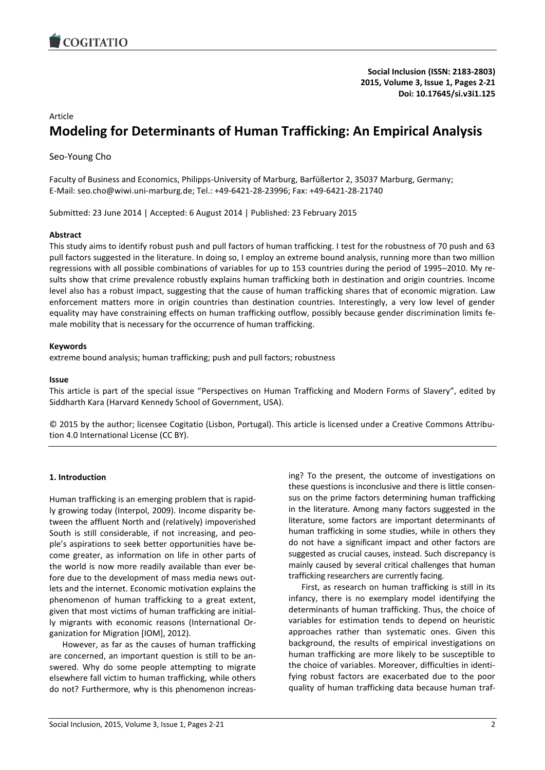Article

# Modeling for Determinants of Human Trafficking: An Empirical Analysis

Seo-Young Cho

Faculty of Business and Economics, Philipps-University of Marburg, Barfüßertor 2, 35037 Marburg, Germany; E-Mail: seo.cho@wiwi.uni-marburg.de; Tel.: +49-6421-28-23996; Fax: +49-6421-28-21740

Submitted: 23 June 2014 | Accepted: 6 August 2014 | Published: 23 February 2015

## Abstract

This study aims to identify robust push and pull factors of human trafficking. I test for the robustness of 70 push and 63 pull factors suggested in the literature. In doing so, I employ an extreme bound analysis, running more than two million regressions with all possible combinations of variables for up to 153 countries during the period of 1995–2010. My results show that crime prevalence robustly explains human trafficking both in destination and origin countries. Income level also has a robust impact, suggesting that the cause of human trafficking shares that of economic migration. Law enforcement matters more in origin countries than destination countries. Interestingly, a very low level of gender equality may have constraining effects on human trafficking outflow, possibly because gender discrimination limits female mobility that is necessary for the occurrence of human trafficking.

## Keywords

extreme bound analysis; human trafficking; push and pull factors; robustness

## Issue

This article is part of the special issue "Perspectives on Human Trafficking and Modern Forms of Slavery", edited by Siddharth Kara (Harvard Kennedy School of Government, USA).

© 2015 by the author; licensee Cogitatio (Lisbon, Portugal). This article is licensed under a Creative Commons Attribution 4.0 International License (CC BY).

## 1. Introduction

Human trafficking is an emerging problem that is rapidly growing today (Interpol, 2009). Income disparity between the affluent North and (relatively) impoverished South is still considerable, if not increasing, and people's aspirations to seek better opportunities have become greater, as information on life in other parts of the world is now more readily available than ever before due to the development of mass media news outlets and the internet. Economic motivation explains the phenomenon of human trafficking to a great extent, given that most victims of human trafficking are initially migrants with economic reasons (International Organization for Migration [IOM], 2012).

However, as far as the causes of human trafficking are concerned, an important question is still to be answered. Why do some people attempting to migrate elsewhere fall victim to human trafficking, while others do not? Furthermore, why is this phenomenon increasing? To the present, the outcome of investigations on these questions is inconclusive and there is little consensus on the prime factors determining human trafficking in the literature. Among many factors suggested in the literature, some factors are important determinants of human trafficking in some studies, while in others they do not have a significant impact and other factors are suggested as crucial causes, instead. Such discrepancy is mainly caused by several critical challenges that human trafficking researchers are currently facing.

First, as research on human trafficking is still in its infancy, there is no exemplary model identifying the determinants of human trafficking. Thus, the choice of variables for estimation tends to depend on heuristic approaches rather than systematic ones. Given this background, the results of empirical investigations on human trafficking are more likely to be susceptible to the choice of variables. Moreover, difficulties in identifying robust factors are exacerbated due to the poor quality of human trafficking data because human traf-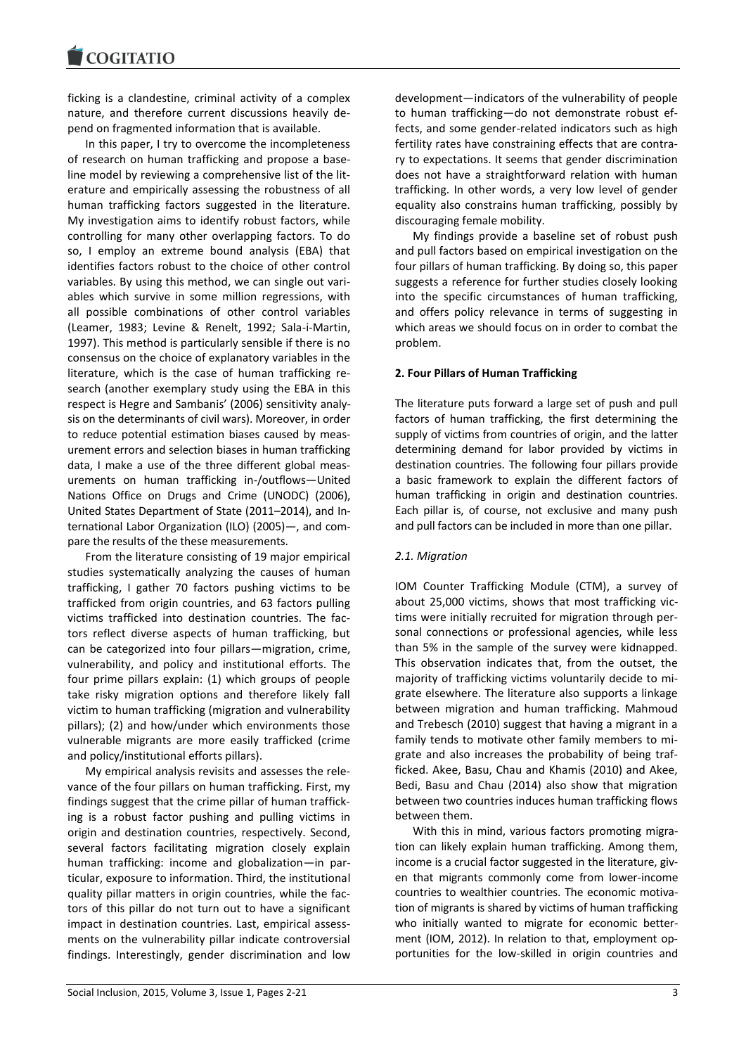ficking is a clandestine, criminal activity of a complex nature, and therefore current discussions heavily depend on fragmented information that is available.

In this paper, I try to overcome the incompleteness of research on human trafficking and propose a baseline model by reviewing a comprehensive list of the literature and empirically assessing the robustness of all human trafficking factors suggested in the literature. My investigation aims to identify robust factors, while controlling for many other overlapping factors. To do so, I employ an extreme bound analysis (EBA) that identifies factors robust to the choice of other control variables. By using this method, we can single out variables which survive in some million regressions, with all possible combinations of other control variables (Leamer, 1983; Levine & Renelt, 1992; Sala-i-Martin, 1997). This method is particularly sensible if there is no consensus on the choice of explanatory variables in the literature, which is the case of human trafficking research (another exemplary study using the EBA in this respect is Hegre and Sambanis' (2006) sensitivity analysis on the determinants of civil wars). Moreover, in order to reduce potential estimation biases caused by measurement errors and selection biases in human trafficking data, I make a use of the three different global measurements on human trafficking in-/outflows—United Nations Office on Drugs and Crime (UNODC) (2006), United States Department of State (2011–2014), and International Labor Organization (ILO) (2005)—, and compare the results of the these measurements.

From the literature consisting of 19 major empirical studies systematically analyzing the causes of human trafficking, I gather 70 factors pushing victims to be trafficked from origin countries, and 63 factors pulling victims trafficked into destination countries. The factors reflect diverse aspects of human trafficking, but can be categorized into four pillars—migration, crime, vulnerability, and policy and institutional efforts. The four prime pillars explain: (1) which groups of people take risky migration options and therefore likely fall victim to human trafficking (migration and vulnerability pillars); (2) and how/under which environments those vulnerable migrants are more easily trafficked (crime and policy/institutional efforts pillars).

My empirical analysis revisits and assesses the relevance of the four pillars on human trafficking. First, my findings suggest that the crime pillar of human trafficking is a robust factor pushing and pulling victims in origin and destination countries, respectively. Second, several factors facilitating migration closely explain human trafficking: income and globalization—in particular, exposure to information. Third, the institutional quality pillar matters in origin countries, while the factors of this pillar do not turn out to have a significant impact in destination countries. Last, empirical assessments on the vulnerability pillar indicate controversial findings. Interestingly, gender discrimination and low development—indicators of the vulnerability of people to human trafficking—do not demonstrate robust effects, and some gender-related indicators such as high fertility rates have constraining effects that are contrary to expectations. It seems that gender discrimination does not have a straightforward relation with human trafficking. In other words, a very low level of gender equality also constrains human trafficking, possibly by discouraging female mobility.

My findings provide a baseline set of robust push and pull factors based on empirical investigation on the four pillars of human trafficking. By doing so, this paper suggests a reference for further studies closely looking into the specific circumstances of human trafficking, and offers policy relevance in terms of suggesting in which areas we should focus on in order to combat the problem.

## 2. Four Pillars of Human Trafficking

The literature puts forward a large set of push and pull factors of human trafficking, the first determining the supply of victims from countries of origin, and the latter determining demand for labor provided by victims in destination countries. The following four pillars provide a basic framework to explain the different factors of human trafficking in origin and destination countries. Each pillar is, of course, not exclusive and many push and pull factors can be included in more than one pillar.

### *2.1. Migration*

IOM Counter Trafficking Module (CTM), a survey of about 25,000 victims, shows that most trafficking victims were initially recruited for migration through personal connections or professional agencies, while less than 5% in the sample of the survey were kidnapped. This observation indicates that, from the outset, the majority of trafficking victims voluntarily decide to migrate elsewhere. The literature also supports a linkage between migration and human trafficking. Mahmoud and Trebesch (2010) suggest that having a migrant in a family tends to motivate other family members to migrate and also increases the probability of being trafficked. Akee, Basu, Chau and Khamis (2010) and Akee, Bedi, Basu and Chau (2014) also show that migration between two countries induces human trafficking flows between them.

With this in mind, various factors promoting migration can likely explain human trafficking. Among them, income is a crucial factor suggested in the literature, given that migrants commonly come from lower-income countries to wealthier countries. The economic motivation of migrants is shared by victims of human trafficking who initially wanted to migrate for economic betterment (IOM, 2012). In relation to that, employment opportunities for the low-skilled in origin countries and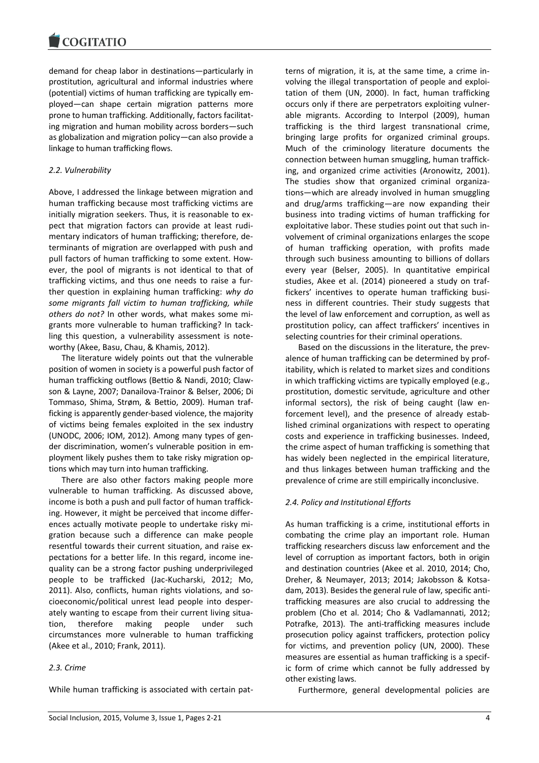demand for cheap labor in destinations—particularly in prostitution, agricultural and informal industries where (potential) victims of human trafficking are typically employed—can shape certain migration patterns more prone to human trafficking. Additionally, factors facilitating migration and human mobility across borders—such as globalization and migration policy—can also provide a linkage to human trafficking flows.

### *2.2. Vulnerability*

Above, I addressed the linkage between migration and human trafficking because most trafficking victims are initially migration seekers. Thus, it is reasonable to expect that migration factors can provide at least rudimentary indicators of human trafficking; therefore, determinants of migration are overlapped with push and pull factors of human trafficking to some extent. However, the pool of migrants is not identical to that of trafficking victims, and thus one needs to raise a further question in explaining human trafficking: *why do some migrants fall victim to human trafficking, while others do not?* In other words, what makes some migrants more vulnerable to human trafficking? In tackling this question, a vulnerability assessment is noteworthy (Akee, Basu, Chau, & Khamis, 2012).

The literature widely points out that the vulnerable position of women in society is a powerful push factor of human trafficking outflows (Bettio & Nandi, 2010; Clawson & Layne, 2007; Danailova-Trainor & Belser, 2006; Di Tommaso, Shima, Strøm, & Bettio, 2009). Human trafficking is apparently gender-based violence, the majority of victims being females exploited in the sex industry (UNODC, 2006; IOM, 2012). Among many types of gender discrimination, women's vulnerable position in employment likely pushes them to take risky migration options which may turn into human trafficking.

There are also other factors making people more vulnerable to human trafficking. As discussed above, income is both a push and pull factor of human trafficking. However, it might be perceived that income differences actually motivate people to undertake risky migration because such a difference can make people resentful towards their current situation, and raise expectations for a better life. In this regard, income inequality can be a strong factor pushing underprivileged people to be trafficked (Jac-Kucharski, 2012; Mo, 2011). Also, conflicts, human rights violations, and socioeconomic/political unrest lead people into desperately wanting to escape from their current living situation, therefore making people under such circumstances more vulnerable to human trafficking (Akee et al., 2010; Frank, 2011).

### *2.3. Crime*

While human trafficking is associated with certain patterns of migration, it is, at the same time, a crime involving the illegal transportation of people and exploitation of them (UN, 2000). In fact, human trafficking occurs only if there are perpetrators exploiting vulnerable migrants. According to Interpol (2009), human trafficking is the third largest transnational crime, bringing large profits for organized criminal groups. Much of the criminology literature documents the connection between human smuggling, human trafficking, and organized crime activities (Aronowitz, 2001). The studies show that organized criminal organizations—which are already involved in human smuggling and drug/arms trafficking—are now expanding their business into trading victims of human trafficking for exploitative labor. These studies point out that such involvement of criminal organizations enlarges the scope of human trafficking operation, with profits made through such business amounting to billions of dollars every year (Belser, 2005). In quantitative empirical studies, Akee et al. (2014) pioneered a study on traffickers' incentives to operate human trafficking business in different countries. Their study suggests that the level of law enforcement and corruption, as well as prostitution policy, can affect traffickers' incentives in selecting countries for their criminal operations.

Based on the discussions in the literature, the prevalence of human trafficking can be determined by profitability, which is related to market sizes and conditions in which trafficking victims are typically employed (e.g., prostitution, domestic servitude, agriculture and other informal sectors), the risk of being caught (law enforcement level), and the presence of already established criminal organizations with respect to operating costs and experience in trafficking businesses. Indeed, the crime aspect of human trafficking is something that has widely been neglected in the empirical literature, and thus linkages between human trafficking and the prevalence of crime are still empirically inconclusive.

### *2.4. Policy and Institutional Efforts*

As human trafficking is a crime, institutional efforts in combating the crime play an important role. Human trafficking researchers discuss law enforcement and the level of corruption as important factors, both in origin and destination countries (Akee et al. 2010, 2014; Cho, Dreher, & Neumayer, 2013; 2014; Jakobsson & Kotsadam, 2013). Besides the general rule of law, specific anti-trafficking measures are also crucial to addressing the problem (Cho et al. 2014; Cho & Vadlamannati, 2012; Potrafke, 2013). The anti-trafficking measures include prosecution policy against traffickers, protection policy for victims, and prevention policy (UN, 2000). These measures are essential as human trafficking is a specific form of crime which cannot be fully addressed by other existing laws.

Furthermore, general developmental policies are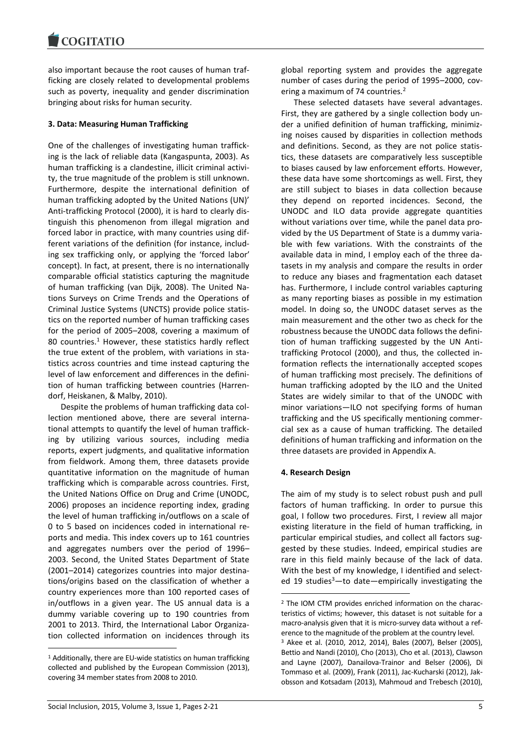also important because the root causes of human trafficking are closely related to developmental problems such as poverty, inequality and gender discrimination bringing about risks for human security.

## 3. Data: Measuring Human Trafficking

One of the challenges of investigating human trafficking is the lack of reliable data (Kangaspunta, 2003). As human trafficking is a clandestine, illicit criminal activity, the true magnitude of the problem is still unknown. Furthermore, despite the international definition of human trafficking adopted by the United Nations (UN)' Anti-trafficking Protocol (2000), it is hard to clearly distinguish this phenomenon from illegal migration and forced labor in practice, with many countries using different variations of the definition (for instance, including sex trafficking only, or applying the 'forced labor' concept). In fact, at present, there is no internationally comparable official statistics capturing the magnitude of human trafficking (van Dijk, 2008). The United Nations Surveys on Crime Trends and the Operations of Criminal Justice Systems (UNCTS) provide police statistics on the reported number of human trafficking cases for the period of 2005–2008, covering a maximum of 80 countries.[1] However, these statistics hardly reflect the true extent of the problem, with variations in statistics across countries and time instead capturing the level of law enforcement and differences in the definition of human trafficking between countries (Harrendorf, Heiskanen, & Malby, 2010).

Despite the problems of human trafficking data collection mentioned above, there are several international attempts to quantify the level of human trafficking by utilizing various sources, including media reports, expert judgments, and qualitative information from fieldwork. Among them, three datasets provide quantitative information on the magnitude of human trafficking which is comparable across countries. First, the United Nations Office on Drug and Crime (UNODC, 2006) proposes an incidence reporting index, grading the level of human trafficking in/outflows on a scale of 0 to 5 based on incidences coded in international reports and media. This index covers up to 161 countries and aggregates numbers over the period of 1996–2003. Second, the United States Department of State (2001–2014) categorizes countries into major destinations/origins based on the classification of whether a country experiences more than 100 reported cases of in/outflows in a given year. The US annual data is a dummy variable covering up to 190 countries from 2001 to 2013. Third, the International Labor Organization collected information on incidences through its global reporting system and provides the aggregate number of cases during the period of 1995–2000, covering a maximum of 74 countries.[2]

These selected datasets have several advantages. First, they are gathered by a single collection body under a unified definition of human trafficking, minimizing noises caused by disparities in collection methods and definitions. Second, as they are not police statistics, these datasets are comparatively less susceptible to biases caused by law enforcement efforts. However, these data have some shortcomings as well. First, they are still subject to biases in data collection because they depend on reported incidences. Second, the UNODC and ILO data provide aggregate quantities without variations over time, while the panel data provided by the US Department of State is a dummy variable with few variations. With the constraints of the available data in mind, I employ each of the three datasets in my analysis and compare the results in order to reduce any biases and fragmentation each dataset has. Furthermore, I include control variables capturing as many reporting biases as possible in my estimation model. In doing so, the UNODC dataset serves as the main measurement and the other two as check for the robustness because the UNODC data follows the definition of human trafficking suggested by the UN Anti-trafficking Protocol (2000), and thus, the collected information reflects the internationally accepted scopes of human trafficking most precisely. The definitions of human trafficking adopted by the ILO and the United States are widely similar to that of the UNODC with minor variations—ILO not specifying forms of human trafficking and the US specifically mentioning commercial sex as a cause of human trafficking. The detailed definitions of human trafficking and information on the three datasets are provided in Appendix A.

## 4. Research Design

The aim of my study is to select robust push and pull factors of human trafficking. In order to pursue this goal, I follow two procedures. First, I review all major existing literature in the field of human trafficking, in particular empirical studies, and collect all factors suggested by these studies. Indeed, empirical studies are rare in this field mainly because of the lack of data. With the best of my knowledge, I identified and selected 19 studies[3]—to date—empirically investigating the

[1] Additionally, there are EU-wide statistics on human trafficking collected and published by the European Commission (2013), covering 34 member states from 2008 to 2010.

[2] The IOM CTM provides enriched information on the characteristics of victims; however, this dataset is not suitable for a macro-analysis given that it is micro-survey data without a reference to the magnitude of the problem at the country level.

[3] Akee et al. (2010, 2012, 2014), Bales (2007), Belser (2005), Bettio and Nandi (2010), Cho (2013), Cho et al. (2013), Clawson and Layne (2007), Danailova-Trainor and Belser (2006), Di Tommaso et al. (2009), Frank (2011), Jac-Kucharski (2012), Jakobsson and Kotsadam (2013), Mahmoud and Trebesch (2010),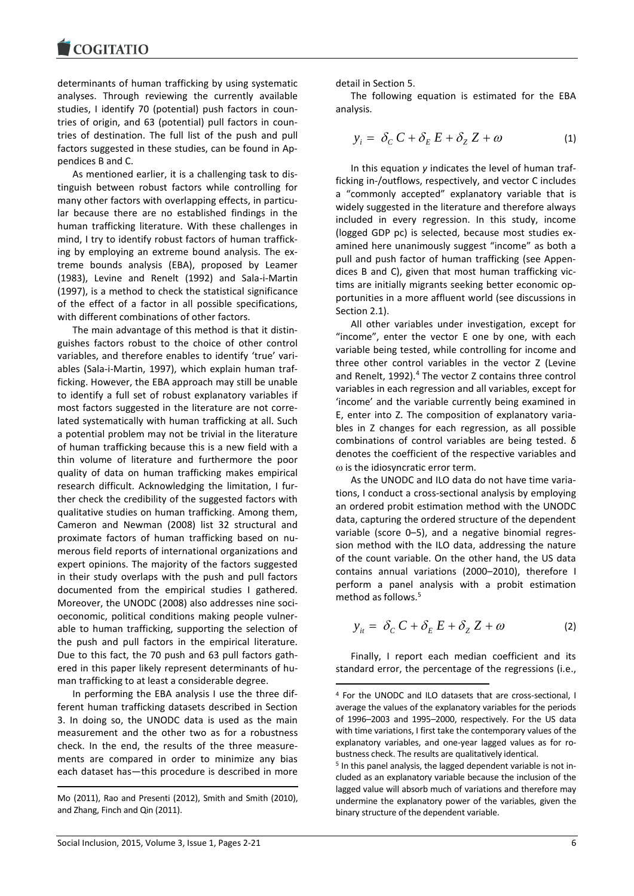determinants of human trafficking by using systematic analyses. Through reviewing the currently available studies, I identify 70 (potential) push factors in countries of origin, and 63 (potential) pull factors in countries of destination. The full list of the push and pull factors suggested in these studies, can be found in Appendices B and C.

As mentioned earlier, it is a challenging task to distinguish between robust factors while controlling for many other factors with overlapping effects, in particular because there are no established findings in the human trafficking literature. With these challenges in mind, I try to identify robust factors of human trafficking by employing an extreme bound analysis. The extreme bounds analysis (EBA), proposed by Leamer (1983), Levine and Renelt (1992) and Sala-i-Martin (1997), is a method to check the statistical significance of the effect of a factor in all possible specifications, with different combinations of other factors.

The main advantage of this method is that it distinguishes factors robust to the choice of other control variables, and therefore enables to identify 'true' variables (Sala-i-Martin, 1997), which explain human trafficking. However, the EBA approach may still be unable to identify a full set of robust explanatory variables if most factors suggested in the literature are not correlated systematically with human trafficking at all. Such a potential problem may not be trivial in the literature of human trafficking because this is a new field with a thin volume of literature and furthermore the poor quality of data on human trafficking makes empirical research difficult. Acknowledging the limitation, I further check the credibility of the suggested factors with qualitative studies on human trafficking. Among them, Cameron and Newman (2008) list 32 structural and proximate factors of human trafficking based on numerous field reports of international organizations and expert opinions. The majority of the factors suggested in their study overlaps with the push and pull factors documented from the empirical studies I gathered. Moreover, the UNODC (2008) also addresses nine socioeconomic, political conditions making people vulnerable to human trafficking, supporting the selection of the push and pull factors in the empirical literature. Due to this fact, the 70 push and 63 pull factors gathered in this paper likely represent determinants of human trafficking to at least a considerable degree.

In performing the EBA analysis I use the three different human trafficking datasets described in Section 3. In doing so, the UNODC data is used as the main measurement and the other two as for a robustness check. In the end, the results of the three measurements are compared in order to minimize any bias each dataset has—this procedure is described in more detail in Section 5.

The following equation is estimated for the EBA analysis.

$$y_i = \delta_C C + \delta_E E + \delta_Z Z + \omega \tag{1}$$

In this equation $y$ indicates the level of human trafficking in-/outflows, respectively, and vector C includes a "commonly accepted" explanatory variable that is widely suggested in the literature and therefore always included in every regression. In this study, income (logged GDP pc) is selected, because most studies examined here unanimously suggest "income" as both a pull and push factor of human trafficking (see Appendices B and C), given that most human trafficking victims are initially migrants seeking better economic opportunities in a more affluent world (see discussions in Section 2.1).

All other variables under investigation, except for "income", enter the vector E one by one, with each variable being tested, while controlling for income and three other control variables in the vector Z (Levine and Renelt, 1992).[4] The vector Z contains three control variables in each regression and all variables, except for 'income' and the variable currently being examined in E, enter into Z. The composition of explanatory variables in Z changes for each regression, as all possible combinations of control variables are being tested. $\delta$ denotes the coefficient of the respective variables and $\omega$ is the idiosyncratic error term.

As the UNODC and ILO data do not have time variations, I conduct a cross-sectional analysis by employing an ordered probit estimation method with the UNODC data, capturing the ordered structure of the dependent variable (score 0–5), and a negative binomial regression method with the ILO data, addressing the nature of the count variable. On the other hand, the US data contains annual variations (2000–2010), therefore I perform a panel analysis with a probit estimation method as follows.[5]

$$y_{it} = \delta_C C + \delta_E E + \delta_Z Z + \omega \tag{2}$$

Finally, I report each median coefficient and its standard error, the percentage of the regressions (i.e.,

---

Mo (2011), Rao and Presenti (2012), Smith and Smith (2010), and Zhang, Finch and Qin (2011).

[4] For the UNODC and ILO datasets that are cross-sectional, I average the values of the explanatory variables for the periods of 1996–2003 and 1995–2000, respectively. For the US data with time variations, I first take the contemporary values of the explanatory variables, and one-year lagged values as for robustness check. The results are qualitatively identical.

[5] In this panel analysis, the lagged dependent variable is not included as an explanatory variable because the inclusion of the lagged value will absorb much of variations and therefore may undermine the explanatory power of the variables, given the binary structure of the dependent variable.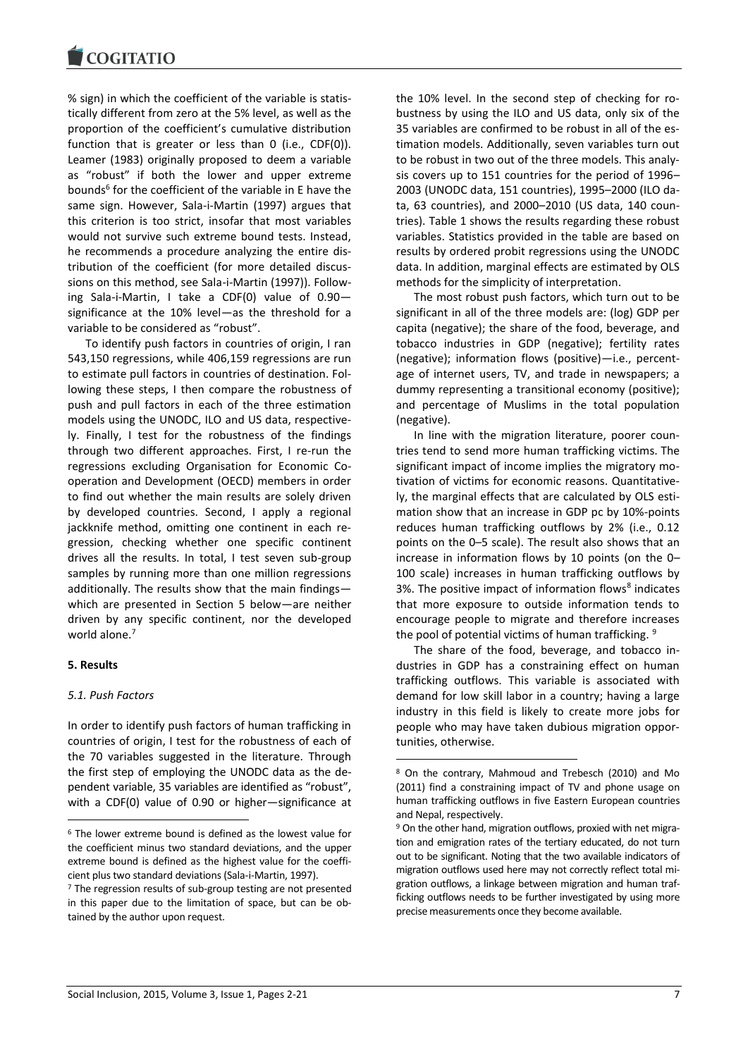% sign) in which the coefficient of the variable is statistically different from zero at the 5% level, as well as the proportion of the coefficient's cumulative distribution function that is greater or less than 0 (i.e., CDF(0)). Leamer (1983) originally proposed to deem a variable as "robust" if both the lower and upper extreme bounds[6] for the coefficient of the variable in E have the same sign. However, Sala-i-Martin (1997) argues that this criterion is too strict, insofar that most variables would not survive such extreme bound tests. Instead, he recommends a procedure analyzing the entire distribution of the coefficient (for more detailed discussions on this method, see Sala-i-Martin (1997)). Following Sala-i-Martin, I take a CDF(0) value of 0.90—significance at the 10% level—as the threshold for a variable to be considered as "robust".

To identify push factors in countries of origin, I ran 543,150 regressions, while 406,159 regressions are run to estimate pull factors in countries of destination. Following these steps, I then compare the robustness of push and pull factors in each of the three estimation models using the UNODC, ILO and US data, respectively. Finally, I test for the robustness of the findings through two different approaches. First, I re-run the regressions excluding Organisation for Economic Cooperation and Development (OECD) members in order to find out whether the main results are solely driven by developed countries. Second, I apply a regional jackknife method, omitting one continent in each regression, checking whether one specific continent drives all the results. In total, I test seven sub-group samples by running more than one million regressions additionally. The results show that the main findings—which are presented in Section 5 below—are neither driven by any specific continent, nor the developed world alone.[7]

## 5. Results

### 5.1. Push Factors

In order to identify push factors of human trafficking in countries of origin, I test for the robustness of each of the 70 variables suggested in the literature. Through the first step of employing the UNODC data as the dependent variable, 35 variables are identified as "robust", with a CDF(0) value of 0.90 or higher—significance at the 10% level. In the second step of checking for robustness by using the ILO and US data, only six of the 35 variables are confirmed to be robust in all of the estimation models. Additionally, seven variables turn out to be robust in two out of the three models. This analysis covers up to 151 countries for the period of 1996–2003 (UNODC data, 151 countries), 1995–2000 (ILO data, 63 countries), and 2000–2010 (US data, 140 countries). Table 1 shows the results regarding these robust variables. Statistics provided in the table are based on results by ordered probit regressions using the UNODC data. In addition, marginal effects are estimated by OLS methods for the simplicity of interpretation.

The most robust push factors, which turn out to be significant in all of the three models are: (log) GDP per capita (negative); the share of the food, beverage, and tobacco industries in GDP (negative); fertility rates (negative); information flows (positive)—i.e., percentage of internet users, TV, and trade in newspapers; a dummy representing a transitional economy (positive); and percentage of Muslims in the total population (negative).

In line with the migration literature, poorer countries tend to send more human trafficking victims. The significant impact of income implies the migratory motivation of victims for economic reasons. Quantitatively, the marginal effects that are calculated by OLS estimation show that an increase in GDP pc by 10%-points reduces human trafficking outflows by 2% (i.e., 0.12 points on the 0–5 scale). The result also shows that an increase in information flows by 10 points (on the 0–100 scale) increases in human trafficking outflows by 3%. The positive impact of information flows[8] indicates that more exposure to outside information tends to encourage people to migrate and therefore increases the pool of potential victims of human trafficking. [9]

The share of the food, beverage, and tobacco industries in GDP has a constraining effect on human trafficking outflows. This variable is associated with demand for low skill labor in a country; having a large industry in this field is likely to create more jobs for people who may have taken dubious migration opportunities, otherwise.

---

[6] The lower extreme bound is defined as the lowest value for the coefficient minus two standard deviations, and the upper extreme bound is defined as the highest value for the coefficient plus two standard deviations (Sala-i-Martin, 1997).

[7] The regression results of sub-group testing are not presented in this paper due to the limitation of space, but can be obtained by the author upon request.

[8] On the contrary, Mahmoud and Trebesch (2010) and Mo (2011) find a constraining impact of TV and phone usage on human trafficking outflows in five Eastern European countries and Nepal, respectively.

[9] On the other hand, migration outflows, proxied with net migration and emigration rates of the tertiary educated, do not turn out to be significant. Noting that the two available indicators of migration outflows used here may not correctly reflect total migration outflows, a linkage between migration and human trafficking outflows needs to be further investigated by using more precise measurements once they become available.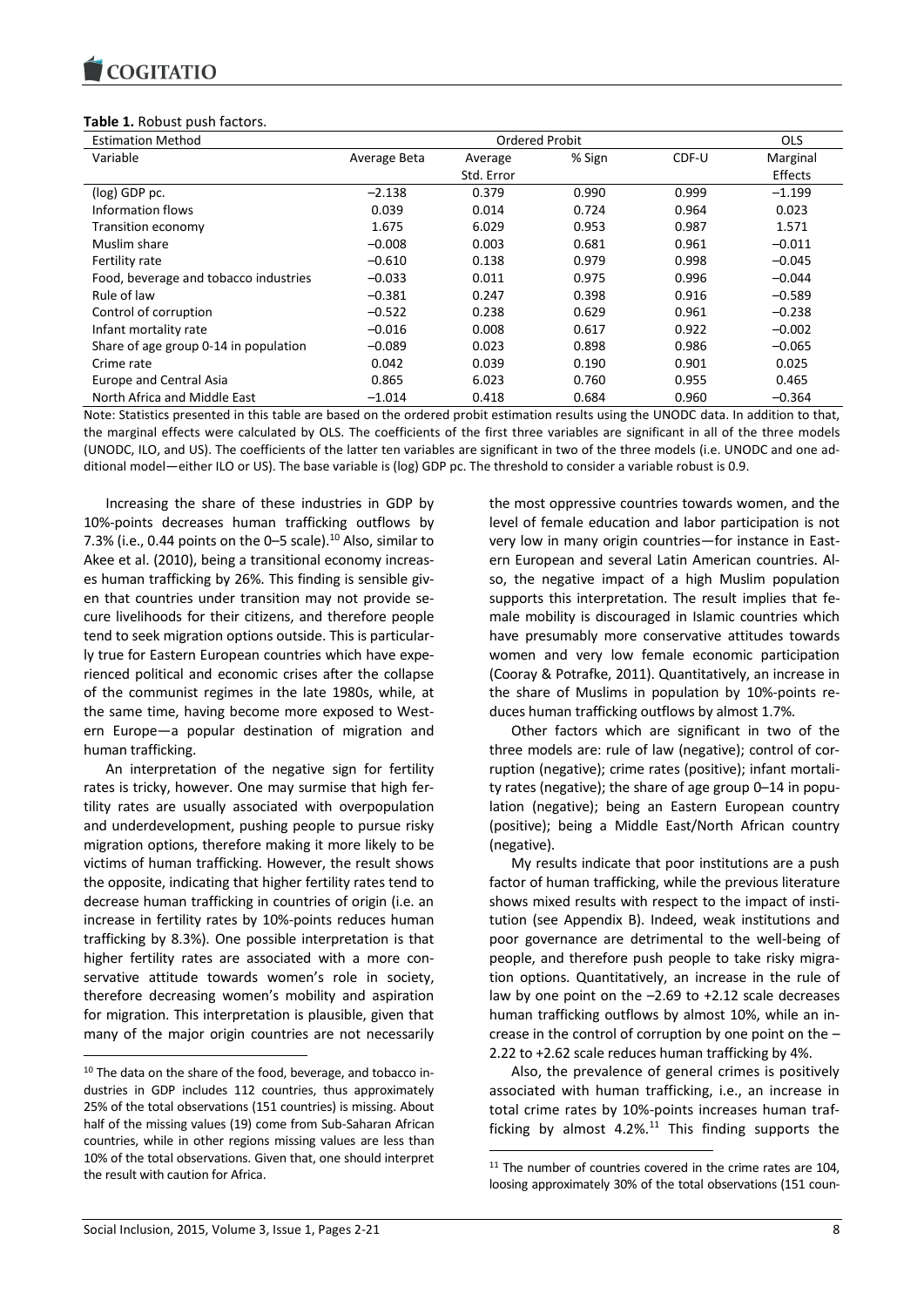**Table 1.** Robust push factors.

| Estimation Method | Ordered Probit | | | | OLS |
|---|---|---|---|---|---|
| Variable | Average Beta | Average Std. Error | % Sign | CDF-U | Marginal Effects |
| (log) GDP pc. | –2.138 | 0.379 | 0.990 | 0.999 | –1.199 |
| Information flows | 0.039 | 0.014 | 0.724 | 0.964 | 0.023 |
| Transition economy | 1.675 | 6.029 | 0.953 | 0.987 | 1.571 |
| Muslim share | –0.008 | 0.003 | 0.681 | 0.961 | –0.011 |
| Fertility rate | –0.610 | 0.138 | 0.979 | 0.998 | –0.045 |
| Food, beverage and tobacco industries | –0.033 | 0.011 | 0.975 | 0.996 | –0.044 |
| Rule of law | –0.381 | 0.247 | 0.398 | 0.916 | –0.589 |
| Control of corruption | –0.522 | 0.238 | 0.629 | 0.961 | –0.238 |
| Infant mortality rate | –0.016 | 0.008 | 0.617 | 0.922 | –0.002 |
| Share of age group 0-14 in population | –0.089 | 0.023 | 0.898 | 0.986 | –0.065 |
| Crime rate | 0.042 | 0.039 | 0.190 | 0.901 | 0.025 |
| Europe and Central Asia | 0.865 | 6.023 | 0.760 | 0.955 | 0.465 |
| North Africa and Middle East | –1.014 | 0.418 | 0.684 | 0.960 | –0.364 |

Note: Statistics presented in this table are based on the ordered probit estimation results using the UNODC data. In addition to that, the marginal effects were calculated by OLS. The coefficients of the first three variables are significant in all of the three models (UNODC, ILO, and US). The coefficients of the latter ten variables are significant in two of the three models (i.e. UNODC and one additional model—either ILO or US). The base variable is (log) GDP pc. The threshold to consider a variable robust is 0.9.

Increasing the share of these industries in GDP by 10%-points decreases human trafficking outflows by 7.3% (i.e., 0.44 points on the 0–5 scale).[10] Also, similar to Akee et al. (2010), being a transitional economy increases human trafficking by 26%. This finding is sensible given that countries under transition may not provide secure livelihoods for their citizens, and therefore people tend to seek migration options outside. This is particularly true for Eastern European countries which have experienced political and economic crises after the collapse of the communist regimes in the late 1980s, while, at the same time, having become more exposed to Western Europe—a popular destination of migration and human trafficking.

An interpretation of the negative sign for fertility rates is tricky, however. One may surmise that high fertility rates are usually associated with overpopulation and underdevelopment, pushing people to pursue risky migration options, therefore making it more likely to be victims of human trafficking. However, the result shows the opposite, indicating that higher fertility rates tend to decrease human trafficking in countries of origin (i.e. an increase in fertility rates by 10%-points reduces human trafficking by 8.3%). One possible interpretation is that higher fertility rates are associated with a more conservative attitude towards women's role in society, therefore decreasing women's mobility and aspiration for migration. This interpretation is plausible, given that many of the major origin countries are not necessarily the most oppressive countries towards women, and the level of female education and labor participation is not very low in many origin countries—for instance in Eastern European and several Latin American countries. Also, the negative impact of a high Muslim population supports this interpretation. The result implies that female mobility is discouraged in Islamic countries which have presumably more conservative attitudes towards women and very low female economic participation (Cooray & Potrafke, 2011). Quantitatively, an increase in the share of Muslims in population by 10%-points reduces human trafficking outflows by almost 1.7%.

Other factors which are significant in two of the three models are: rule of law (negative); control of corruption (negative); crime rates (positive); infant mortality rates (negative); the share of age group 0–14 in population (negative); being an Eastern European country (positive); being a Middle East/North African country (negative).

My results indicate that poor institutions are a push factor of human trafficking, while the previous literature shows mixed results with respect to the impact of institution (see Appendix B). Indeed, weak institutions and poor governance are detrimental to the well-being of people, and therefore push people to take risky migration options. Quantitatively, an increase in the rule of law by one point on the –2.69 to +2.12 scale decreases human trafficking outflows by almost 10%, while an increase in the control of corruption by one point on the –2.22 to +2.62 scale reduces human trafficking by 4%.

Also, the prevalence of general crimes is positively associated with human trafficking, i.e., an increase in total crime rates by 10%-points increases human trafficking by almost 4.2%.[11] This finding supports the

[10] The data on the share of the food, beverage, and tobacco industries in GDP includes 112 countries, thus approximately 25% of the total observations (151 countries) is missing. About half of the missing values (19) come from Sub-Saharan African countries, while in other regions missing values are less than 10% of the total observations. Given that, one should interpret the result with caution for Africa.

[11] The number of countries covered in the crime rates are 104, loosing approximately 30% of the total observations (151 coun-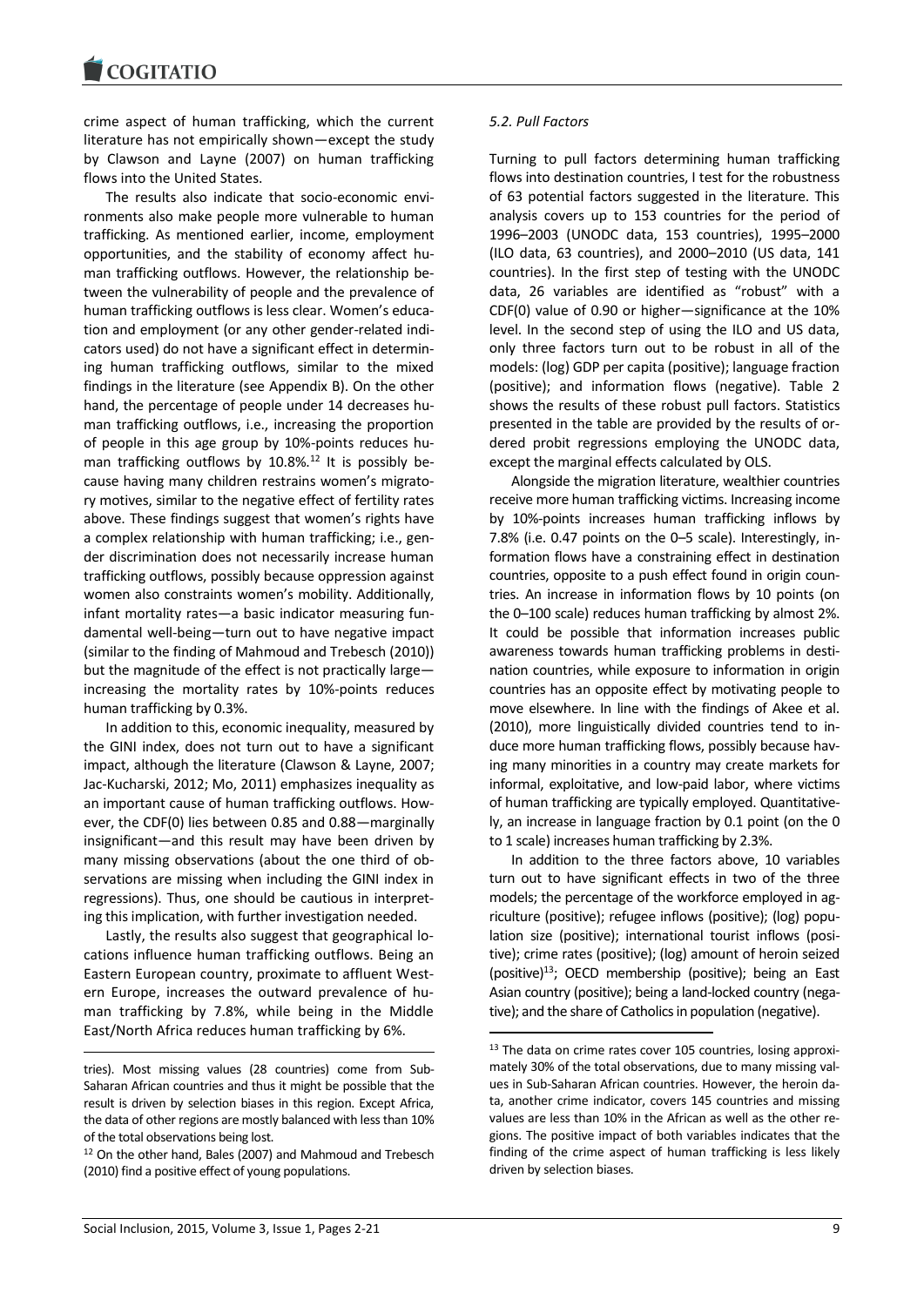crime aspect of human trafficking, which the current literature has not empirically shown—except the study by Clawson and Layne (2007) on human trafficking flows into the United States.

The results also indicate that socio-economic environments also make people more vulnerable to human trafficking. As mentioned earlier, income, employment opportunities, and the stability of economy affect human trafficking outflows. However, the relationship between the vulnerability of people and the prevalence of human trafficking outflows is less clear. Women's education and employment (or any other gender-related indicators used) do not have a significant effect in determining human trafficking outflows, similar to the mixed findings in the literature (see Appendix B). On the other hand, the percentage of people under 14 decreases human trafficking outflows, i.e., increasing the proportion of people in this age group by 10%-points reduces human trafficking outflows by 10.8%.[12] It is possibly because having many children restrains women's migratory motives, similar to the negative effect of fertility rates above. These findings suggest that women's rights have a complex relationship with human trafficking; i.e., gender discrimination does not necessarily increase human trafficking outflows, possibly because oppression against women also constraints women's mobility. Additionally, infant mortality rates—a basic indicator measuring fundamental well-being—turn out to have negative impact (similar to the finding of Mahmoud and Trebesch (2010)) but the magnitude of the effect is not practically large—increasing the mortality rates by 10%-points reduces human trafficking by 0.3%.

In addition to this, economic inequality, measured by the GINI index, does not turn out to have a significant impact, although the literature (Clawson & Layne, 2007; Jac-Kucharski, 2012; Mo, 2011) emphasizes inequality as an important cause of human trafficking outflows. However, the CDF(0) lies between 0.85 and 0.88—marginally insignificant—and this result may have been driven by many missing observations (about the one third of observations are missing when including the GINI index in regressions). Thus, one should be cautious in interpreting this implication, with further investigation needed.

Lastly, the results also suggest that geographical locations influence human trafficking outflows. Being an Eastern European country, proximate to affluent Western Europe, increases the outward prevalence of human trafficking by 7.8%, while being in the Middle East/North Africa reduces human trafficking by 6%.

tries). Most missing values (28 countries) come from Sub-Saharan African countries and thus it might be possible that the result is driven by selection biases in this region. Except Africa, the data of other regions are mostly balanced with less than 10% of the total observations being lost.

[12] On the other hand, Bales (2007) and Mahmoud and Trebesch (2010) find a positive effect of young populations.

*5.2. Pull Factors*

Turning to pull factors determining human trafficking flows into destination countries, I test for the robustness of 63 potential factors suggested in the literature. This analysis covers up to 153 countries for the period of 1996–2003 (UNODC data, 153 countries), 1995–2000 (ILO data, 63 countries), and 2000–2010 (US data, 141 countries). In the first step of testing with the UNODC data, 26 variables are identified as "robust" with a CDF(0) value of 0.90 or higher—significance at the 10% level. In the second step of using the ILO and US data, only three factors turn out to be robust in all of the models: (log) GDP per capita (positive); language fraction (positive); and information flows (negative). Table 2 shows the results of these robust pull factors. Statistics presented in the table are provided by the results of ordered probit regressions employing the UNODC data, except the marginal effects calculated by OLS.

Alongside the migration literature, wealthier countries receive more human trafficking victims. Increasing income by 10%-points increases human trafficking inflows by 7.8% (i.e. 0.47 points on the 0–5 scale). Interestingly, information flows have a constraining effect in destination countries, opposite to a push effect found in origin countries. An increase in information flows by 10 points (on the 0–100 scale) reduces human trafficking by almost 2%. It could be possible that information increases public awareness towards human trafficking problems in destination countries, while exposure to information in origin countries has an opposite effect by motivating people to move elsewhere. In line with the findings of Akee et al. (2010), more linguistically divided countries tend to induce more human trafficking flows, possibly because having many minorities in a country may create markets for informal, exploitative, and low-paid labor, where victims of human trafficking are typically employed. Quantitatively, an increase in language fraction by 0.1 point (on the 0 to 1 scale) increases human trafficking by 2.3%.

In addition to the three factors above, 10 variables turn out to have significant effects in two of the three models; the percentage of the workforce employed in agriculture (positive); refugee inflows (positive); (log) population size (positive); international tourist inflows (positive); crime rates (positive); (log) amount of heroin seized (positive)[13]; OECD membership (positive); being an East Asian country (positive); being a land-locked country (negative); and the share of Catholics in population (negative).

[13] The data on crime rates cover 105 countries, losing approximately 30% of the total observations, due to many missing values in Sub-Saharan African countries. However, the heroin data, another crime indicator, covers 145 countries and missing values are less than 10% in the African as well as the other regions. The positive impact of both variables indicates that the finding of the crime aspect of human trafficking is less likely driven by selection biases.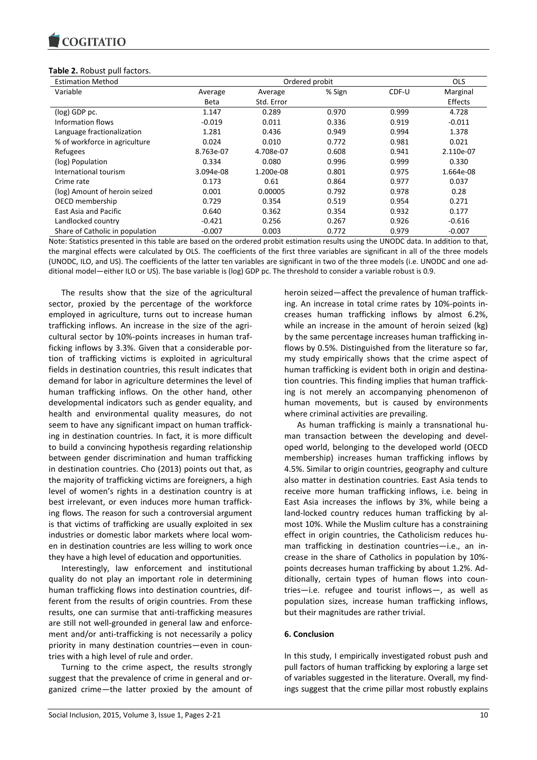**Table 2.** Robust pull factors.

| Estimation Method | Ordered probit | | | | OLS |
|---|---|---|---|---|---|
| Variable | Average Beta | Average Std. Error | % Sign | CDF-U | Marginal Effects |
| (log) GDP pc. | 1.147 | 0.289 | 0.970 | 0.999 | 4.728 |
| Information flows | -0.019 | 0.011 | 0.336 | 0.919 | -0.011 |
| Language fractionalization | 1.281 | 0.436 | 0.949 | 0.994 | 1.378 |
| % of workforce in agriculture | 0.024 | 0.010 | 0.772 | 0.981 | 0.021 |
| Refugees | 8.763e-07 | 4.708e-07 | 0.608 | 0.941 | 2.110e-07 |
| (log) Population | 0.334 | 0.080 | 0.996 | 0.999 | 0.330 |
| International tourism | 3.094e-08 | 1.200e-08 | 0.801 | 0.975 | 1.664e-08 |
| Crime rate | 0.173 | 0.61 | 0.864 | 0.977 | 0.037 |
| (log) Amount of heroin seized | 0.001 | 0.00005 | 0.792 | 0.978 | 0.28 |
| OECD membership | 0.729 | 0.354 | 0.519 | 0.954 | 0.271 |
| East Asia and Pacific | 0.640 | 0.362 | 0.354 | 0.932 | 0.177 |
| Landlocked country | -0.421 | 0.256 | 0.267 | 0.926 | -0.616 |
| Share of Catholic in population | -0.007 | 0.003 | 0.772 | 0.979 | -0.007 |

Note: Statistics presented in this table are based on the ordered probit estimation results using the UNODC data. In addition to that, the marginal effects were calculated by OLS. The coefficients of the first three variables are significant in all of the three models (UNODC, ILO, and US). The coefficients of the latter ten variables are significant in two of the three models (i.e. UNODC and one additional model—either ILO or US). The base variable is (log) GDP pc. The threshold to consider a variable robust is 0.9.

The results show that the size of the agricultural sector, proxied by the percentage of the workforce employed in agriculture, turns out to increase human trafficking inflows. An increase in the size of the agricultural sector by 10%-points increases in human trafficking inflows by 3.3%. Given that a considerable portion of trafficking victims is exploited in agricultural fields in destination countries, this result indicates that demand for labor in agriculture determines the level of human trafficking inflows. On the other hand, other developmental indicators such as gender equality, and health and environmental quality measures, do not seem to have any significant impact on human trafficking in destination countries. In fact, it is more difficult to build a convincing hypothesis regarding relationship between gender discrimination and human trafficking in destination countries. Cho (2013) points out that, as the majority of trafficking victims are foreigners, a high level of women's rights in a destination country is at best irrelevant, or even induces more human trafficking flows. The reason for such a controversial argument is that victims of trafficking are usually exploited in sex industries or domestic labor markets where local women in destination countries are less willing to work once they have a high level of education and opportunities.

Interestingly, law enforcement and institutional quality do not play an important role in determining human trafficking flows into destination countries, different from the results of origin countries. From these results, one can surmise that anti-trafficking measures are still not well-grounded in general law and enforcement and/or anti-trafficking is not necessarily a policy priority in many destination countries—even in countries with a high level of rule and order.

Turning to the crime aspect, the results strongly suggest that the prevalence of crime in general and organized crime—the latter proxied by the amount of heroin seized—affect the prevalence of human trafficking. An increase in total crime rates by 10%-points increases human trafficking inflows by almost 6.2%, while an increase in the amount of heroin seized (kg) by the same percentage increases human trafficking inflows by 0.5%. Distinguished from the literature so far, my study empirically shows that the crime aspect of human trafficking is evident both in origin and destination countries. This finding implies that human trafficking is not merely an accompanying phenomenon of human movements, but is caused by environments where criminal activities are prevailing.

As human trafficking is mainly a transnational human transaction between the developing and developed world, belonging to the developed world (OECD membership) increases human trafficking inflows by 4.5%. Similar to origin countries, geography and culture also matter in destination countries. East Asia tends to receive more human trafficking inflows, i.e. being in East Asia increases the inflows by 3%, while being a land-locked country reduces human trafficking by almost 10%. While the Muslim culture has a constraining effect in origin countries, the Catholicism reduces human trafficking in destination countries—i.e., an increase in the share of Catholics in population by 10%-points decreases human trafficking by about 1.2%. Additionally, certain types of human flows into countries—i.e. refugee and tourist inflows—, as well as population sizes, increase human trafficking inflows, but their magnitudes are rather trivial.

## 6. Conclusion

In this study, I empirically investigated robust push and pull factors of human trafficking by exploring a large set of variables suggested in the literature. Overall, my findings suggest that the crime pillar most robustly explains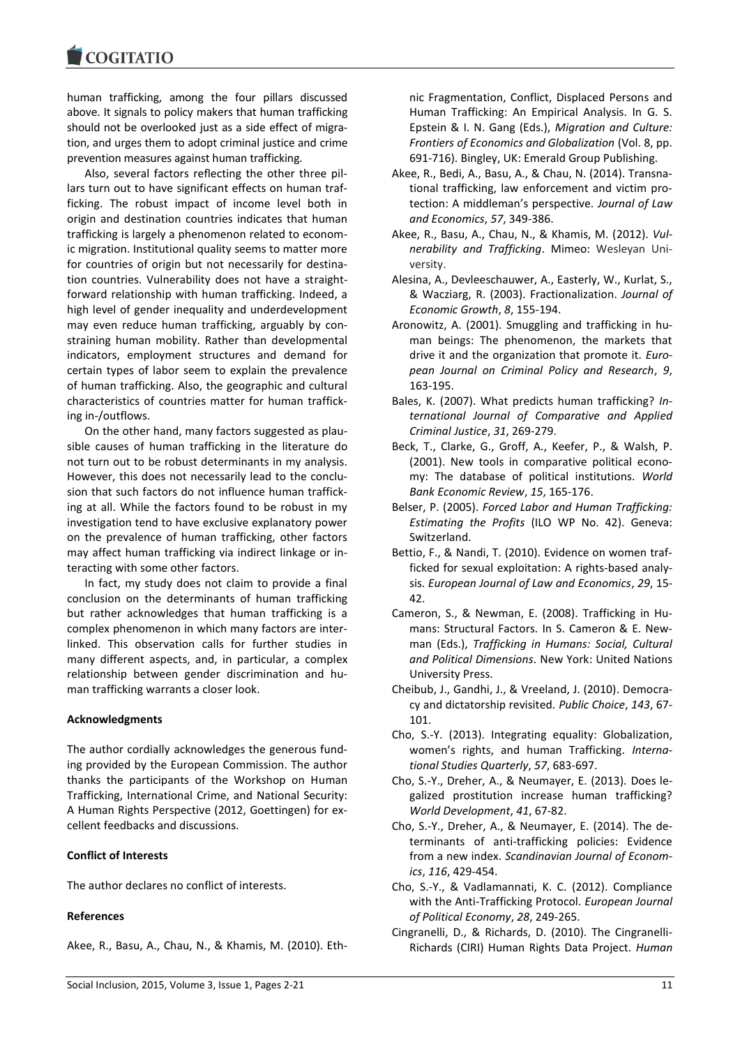human trafficking, among the four pillars discussed above. It signals to policy makers that human trafficking should not be overlooked just as a side effect of migration, and urges them to adopt criminal justice and crime prevention measures against human trafficking.

Also, several factors reflecting the other three pillars turn out to have significant effects on human trafficking. The robust impact of income level both in origin and destination countries indicates that human trafficking is largely a phenomenon related to economic migration. Institutional quality seems to matter more for countries of origin but not necessarily for destination countries. Vulnerability does not have a straightforward relationship with human trafficking. Indeed, a high level of gender inequality and underdevelopment may even reduce human trafficking, arguably by constraining human mobility. Rather than developmental indicators, employment structures and demand for certain types of labor seem to explain the prevalence of human trafficking. Also, the geographic and cultural characteristics of countries matter for human trafficking in-/outflows.

On the other hand, many factors suggested as plausible causes of human trafficking in the literature do not turn out to be robust determinants in my analysis. However, this does not necessarily lead to the conclusion that such factors do not influence human trafficking at all. While the factors found to be robust in my investigation tend to have exclusive explanatory power on the prevalence of human trafficking, other factors may affect human trafficking via indirect linkage or interacting with some other factors.

In fact, my study does not claim to provide a final conclusion on the determinants of human trafficking but rather acknowledges that human trafficking is a complex phenomenon in which many factors are interlinked. This observation calls for further studies in many different aspects, and, in particular, a complex relationship between gender discrimination and human trafficking warrants a closer look.

**Acknowledgments**

The author cordially acknowledges the generous funding provided by the European Commission. The author thanks the participants of the Workshop on Human Trafficking, International Crime, and National Security: A Human Rights Perspective (2012, Goettingen) for excellent feedbacks and discussions.

**Conflict of Interests**

The author declares no conflict of interests.

**References**

Akee, R., Basu, A., Chau, N., & Khamis, M. (2010). Ethnic Fragmentation, Conflict, Displaced Persons and Human Trafficking: An Empirical Analysis. In G. S. Epstein & I. N. Gang (Eds.), *Migration and Culture: Frontiers of Economics and Globalization* (Vol. 8, pp. 691-716). Bingley, UK: Emerald Group Publishing.

Akee, R., Bedi, A., Basu, A., & Chau, N. (2014). Transnational trafficking, law enforcement and victim protection: A middleman's perspective. *Journal of Law and Economics*, *57*, 349-386.

Akee, R., Basu, A., Chau, N., & Khamis, M. (2012). *Vulnerability and Trafficking*. Mimeo: Wesleyan University.

Alesina, A., Devleeschauwer, A., Easterly, W., Kurlat, S., & Wacziarg, R. (2003). Fractionalization. *Journal of Economic Growth*, *8*, 155-194.

Aronowitz, A. (2001). Smuggling and trafficking in human beings: The phenomenon, the markets that drive it and the organization that promote it. *European Journal on Criminal Policy and Research*, *9*, 163-195.

Bales, K. (2007). What predicts human trafficking? *International Journal of Comparative and Applied Criminal Justice*, *31*, 269-279.

Beck, T., Clarke, G., Groff, A., Keefer, P., & Walsh, P. (2001). New tools in comparative political economy: The database of political institutions. *World Bank Economic Review*, *15*, 165-176.

Belser, P. (2005). *Forced Labor and Human Trafficking: Estimating the Profits* (ILO WP No. 42). Geneva: Switzerland.

Bettio, F., & Nandi, T. (2010). Evidence on women trafficked for sexual exploitation: A rights-based analysis. *European Journal of Law and Economics*, *29*, 15-42.

Cameron, S., & Newman, E. (2008). Trafficking in Humans: Structural Factors. In S. Cameron & E. Newman (Eds.), *Trafficking in Humans: Social, Cultural and Political Dimensions*. New York: United Nations University Press.

Cheibub, J., Gandhi, J., & Vreeland, J. (2010). Democracy and dictatorship revisited. *Public Choice*, *143*, 67-101.

Cho, S.-Y. (2013). Integrating equality: Globalization, women's rights, and human Trafficking. *International Studies Quarterly*, *57*, 683-697.

Cho, S.-Y., Dreher, A., & Neumayer, E. (2013). Does legalized prostitution increase human trafficking? *World Development*, *41*, 67-82.

Cho, S.-Y., Dreher, A., & Neumayer, E. (2014). The determinants of anti-trafficking policies: Evidence from a new index. *Scandinavian Journal of Economics*, *116*, 429-454.

Cho, S.-Y., & Vadlamannati, K. C. (2012). Compliance with the Anti-Trafficking Protocol. *European Journal of Political Economy*, *28*, 249-265.

Cingranelli, D., & Richards, D. (2010). The Cingranelli-Richards (CIRI) Human Rights Data Project. *Human*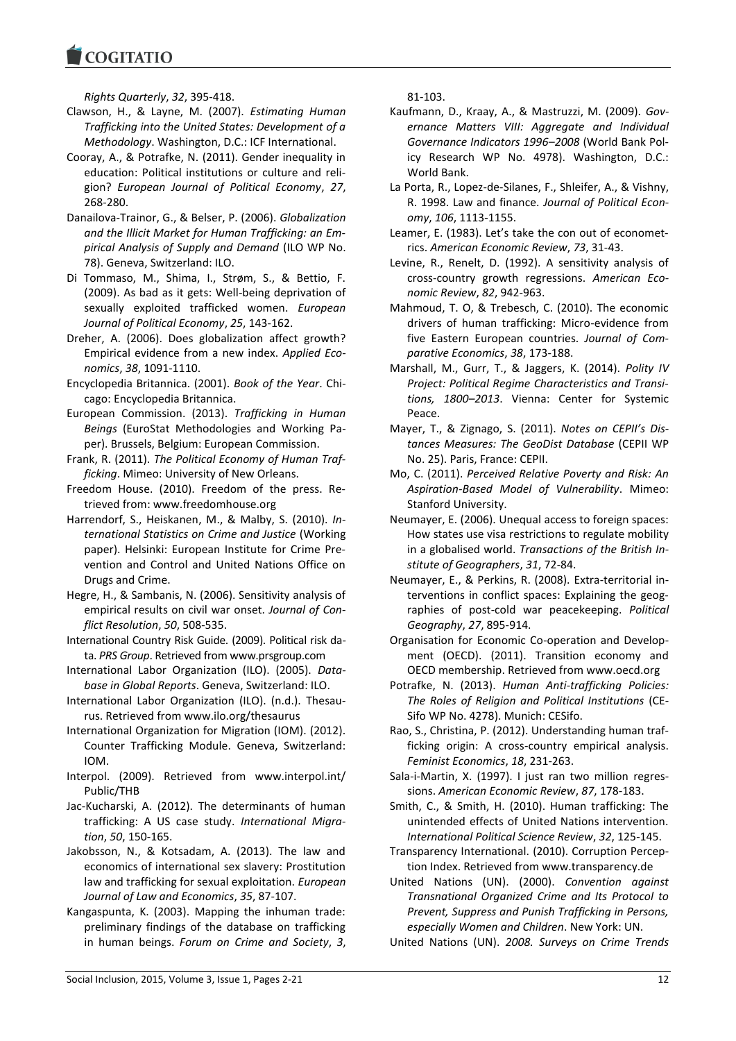*Rights Quarterly*, *32*, 395-418.

Clawson, H., & Layne, M. (2007). *Estimating Human Trafficking into the United States: Development of a Methodology*. Washington, D.C.: ICF International.

Cooray, A., & Potrafke, N. (2011). Gender inequality in education: Political institutions or culture and religion? *European Journal of Political Economy*, *27*, 268-280.

Danailova-Trainor, G., & Belser, P. (2006). *Globalization and the Illicit Market for Human Trafficking: an Empirical Analysis of Supply and Demand* (ILO WP No. 78). Geneva, Switzerland: ILO.

Di Tommaso, M., Shima, I., Strøm, S., & Bettio, F. (2009). As bad as it gets: Well-being deprivation of sexually exploited trafficked women. *European Journal of Political Economy*, *25*, 143-162.

Dreher, A. (2006). Does globalization affect growth? Empirical evidence from a new index. *Applied Economics*, *38*, 1091-1110.

Encyclopedia Britannica. (2001). *Book of the Year*. Chicago: Encyclopedia Britannica.

European Commission. (2013). *Trafficking in Human Beings* (EuroStat Methodologies and Working Paper). Brussels, Belgium: European Commission.

Frank, R. (2011). *The Political Economy of Human Trafficking*. Mimeo: University of New Orleans.

Freedom House. (2010). Freedom of the press. Retrieved from: www.freedomhouse.org

Harrendorf, S., Heiskanen, M., & Malby, S. (2010). *International Statistics on Crime and Justice* (Working paper). Helsinki: European Institute for Crime Prevention and Control and United Nations Office on Drugs and Crime.

Hegre, H., & Sambanis, N. (2006). Sensitivity analysis of empirical results on civil war onset. *Journal of Conflict Resolution*, *50*, 508-535.

International Country Risk Guide. (2009). Political risk data. *PRS Group*. Retrieved from www.prsgroup.com

International Labor Organization (ILO). (2005). *Database in Global Reports*. Geneva, Switzerland: ILO.

International Labor Organization (ILO). (n.d.). Thesaurus. Retrieved from www.ilo.org/thesaurus

International Organization for Migration (IOM). (2012). Counter Trafficking Module. Geneva, Switzerland: IOM.

Interpol. (2009). Retrieved from www.interpol.int/Public/THB

Jac-Kucharski, A. (2012). The determinants of human trafficking: A US case study. *International Migration*, *50*, 150-165.

Jakobsson, N., & Kotsadam, A. (2013). The law and economics of international sex slavery: Prostitution law and trafficking for sexual exploitation. *European Journal of Law and Economics*, *35*, 87-107.

Kangaspunta, K. (2003). Mapping the inhuman trade: preliminary findings of the database on trafficking in human beings. *Forum on Crime and Society*, *3*, 81-103.

Kaufmann, D., Kraay, A., & Mastruzzi, M. (2009). *Governance Matters VIII: Aggregate and Individual Governance Indicators 1996–2008* (World Bank Policy Research WP No. 4978). Washington, D.C.: World Bank.

La Porta, R., Lopez-de-Silanes, F., Shleifer, A., & Vishny, R. 1998. Law and finance. *Journal of Political Economy*, *106*, 1113-1155.

Leamer, E. (1983). Let's take the con out of econometrics. *American Economic Review*, *73*, 31-43.

Levine, R., Renelt, D. (1992). A sensitivity analysis of cross-country growth regressions. *American Economic Review*, *82*, 942-963.

Mahmoud, T. O, & Trebesch, C. (2010). The economic drivers of human trafficking: Micro-evidence from five Eastern European countries. *Journal of Comparative Economics*, *38*, 173-188.

Marshall, M., Gurr, T., & Jaggers, K. (2014). *Polity IV Project: Political Regime Characteristics and Transitions, 1800–2013*. Vienna: Center for Systemic Peace.

Mayer, T., & Zignago, S. (2011). *Notes on CEPII's Distances Measures: The GeoDist Database* (CEPII WP No. 25). Paris, France: CEPII.

Mo, C. (2011). *Perceived Relative Poverty and Risk: An Aspiration-Based Model of Vulnerability*. Mimeo: Stanford University.

Neumayer, E. (2006). Unequal access to foreign spaces: How states use visa restrictions to regulate mobility in a globalised world. *Transactions of the British Institute of Geographers*, *31*, 72-84.

Neumayer, E., & Perkins, R. (2008). Extra-territorial interventions in conflict spaces: Explaining the geographies of post-cold war peacekeeping. *Political Geography*, *27*, 895-914.

Organisation for Economic Co-operation and Development (OECD). (2011). Transition economy and OECD membership. Retrieved from www.oecd.org

Potrafke, N. (2013). *Human Anti-trafficking Policies: The Roles of Religion and Political Institutions* (CESifo WP No. 4278). Munich: CESifo.

Rao, S., Christina, P. (2012). Understanding human trafficking origin: A cross-country empirical analysis. *Feminist Economics*, *18*, 231-263.

Sala-i-Martin, X. (1997). I just ran two million regressions. *American Economic Review*, *87*, 178-183.

Smith, C., & Smith, H. (2010). Human trafficking: The unintended effects of United Nations intervention. *International Political Science Review*, *32*, 125-145.

Transparency International. (2010). Corruption Perception Index. Retrieved from www.transparency.de

United Nations (UN). (2000). *Convention against Transnational Organized Crime and Its Protocol to Prevent, Suppress and Punish Trafficking in Persons, especially Women and Children*. New York: UN.

United Nations (UN). *2008. Surveys on Crime Trends*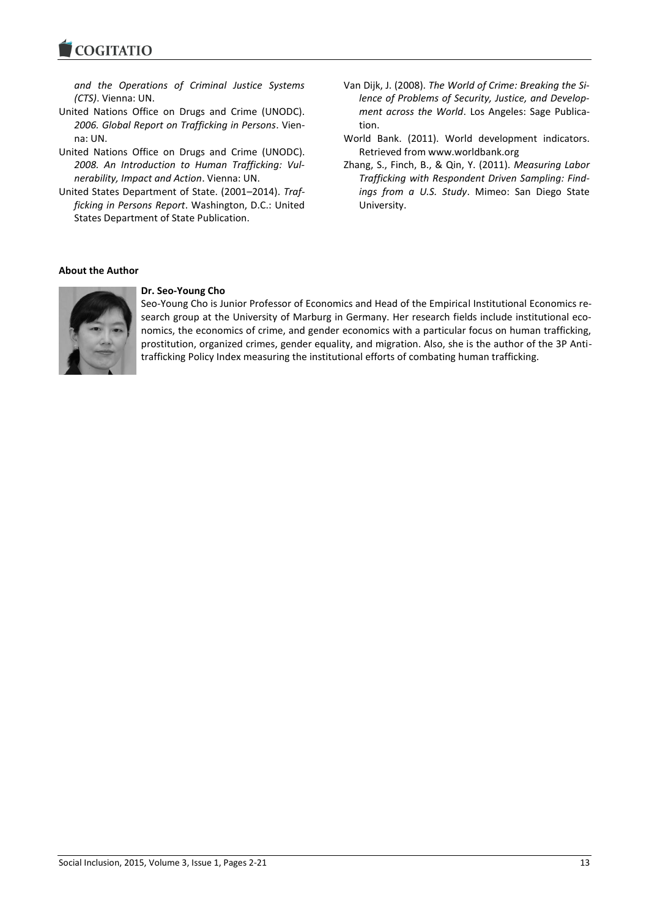*and the Operations of Criminal Justice Systems (CTS)*. Vienna: UN.

United Nations Office on Drugs and Crime (UNODC). *2006. Global Report on Trafficking in Persons*. Vienna: UN.

United Nations Office on Drugs and Crime (UNODC). *2008. An Introduction to Human Trafficking: Vulnerability, Impact and Action*. Vienna: UN.

United States Department of State. (2001–2014). *Trafficking in Persons Report*. Washington, D.C.: United States Department of State Publication.

Van Dijk, J. (2008). *The World of Crime: Breaking the Silence of Problems of Security, Justice, and Development across the World*. Los Angeles: Sage Publication.

World Bank. (2011). World development indicators. Retrieved from www.worldbank.org

Zhang, S., Finch, B., & Qin, Y. (2011). *Measuring Labor Trafficking with Respondent Driven Sampling: Findings from a U.S. Study*. Mimeo: San Diego State University.

**About the Author**

**Dr. Seo-Young Cho**

Seo-Young Cho is Junior Professor of Economics and Head of the Empirical Institutional Economics research group at the University of Marburg in Germany. Her research fields include institutional economics, the economics of crime, and gender economics with a particular focus on human trafficking, prostitution, organized crimes, gender equality, and migration. Also, she is the author of the 3P Anti-trafficking Policy Index measuring the institutional efforts of combating human trafficking.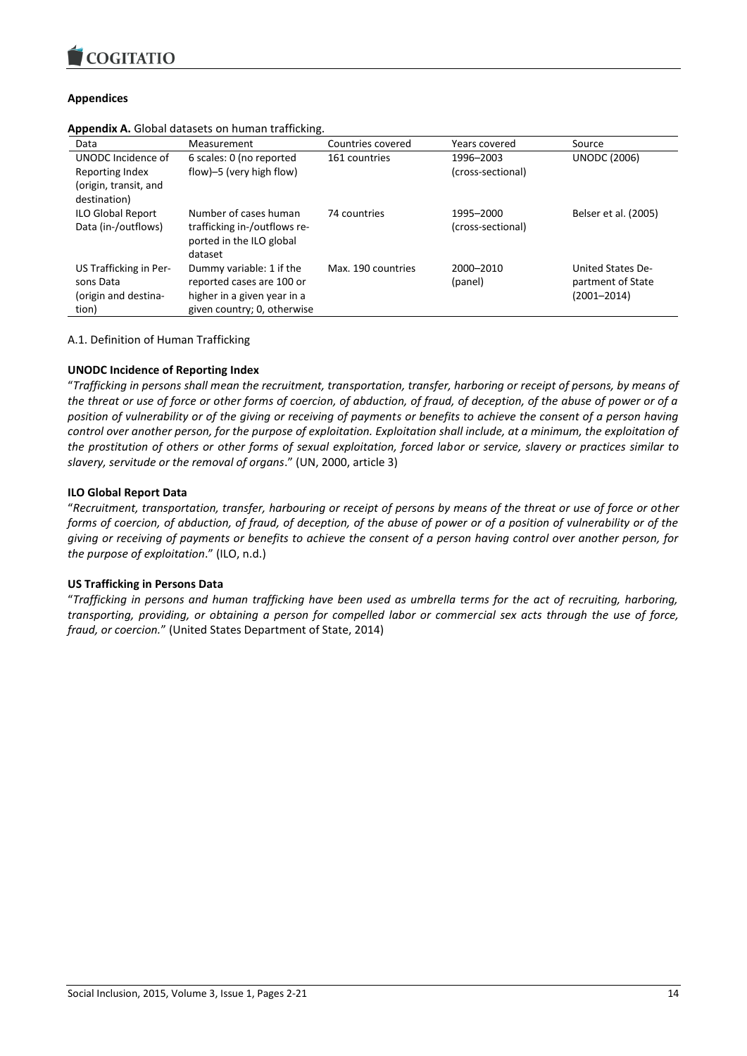## Appendices

**Appendix A.** Global datasets on human trafficking.

| Data | Measurement | Countries covered | Years covered | Source |
|---|---|---|---|---|
| UNODC Incidence of Reporting Index (origin, transit, and destination) | 6 scales: 0 (no reported flow)–5 (very high flow) | 161 countries | 1996–2003 (cross-sectional) | UNODC (2006) |
| ILO Global Report Data (in-/outflows) | Number of cases human trafficking in-/outflows reported in the ILO global dataset | 74 countries | 1995–2000 (cross-sectional) | Belser et al. (2005) |
| US Trafficking in Persons Data (origin and destination) | Dummy variable: 1 if the reported cases are 100 or higher in a given year in a given country; 0, otherwise | Max. 190 countries | 2000–2010 (panel) | United States Department of State (2001–2014) |

A.1. Definition of Human Trafficking

**UNODC Incidence of Reporting Index**

"*Trafficking in persons shall mean the recruitment, transportation, transfer, harboring or receipt of persons, by means of the threat or use of force or other forms of coercion, of abduction, of fraud, of deception, of the abuse of power or of a position of vulnerability or of the giving or receiving of payments or benefits to achieve the consent of a person having control over another person, for the purpose of exploitation. Exploitation shall include, at a minimum, the exploitation of the prostitution of others or other forms of sexual exploitation, forced labor or service, slavery or practices similar to slavery, servitude or the removal of organs*." (UN, 2000, article 3)

**ILO Global Report Data**

"*Recruitment, transportation, transfer, harbouring or receipt of persons by means of the threat or use of force or other forms of coercion, of abduction, of fraud, of deception, of the abuse of power or of a position of vulnerability or of the giving or receiving of payments or benefits to achieve the consent of a person having control over another person, for the purpose of exploitation*." (ILO, n.d.)

**US Trafficking in Persons Data**

"*Trafficking in persons and human trafficking have been used as umbrella terms for the act of recruiting, harboring, transporting, providing, or obtaining a person for compelled labor or commercial sex acts through the use of force, fraud, or coercion.*" (United States Department of State, 2014)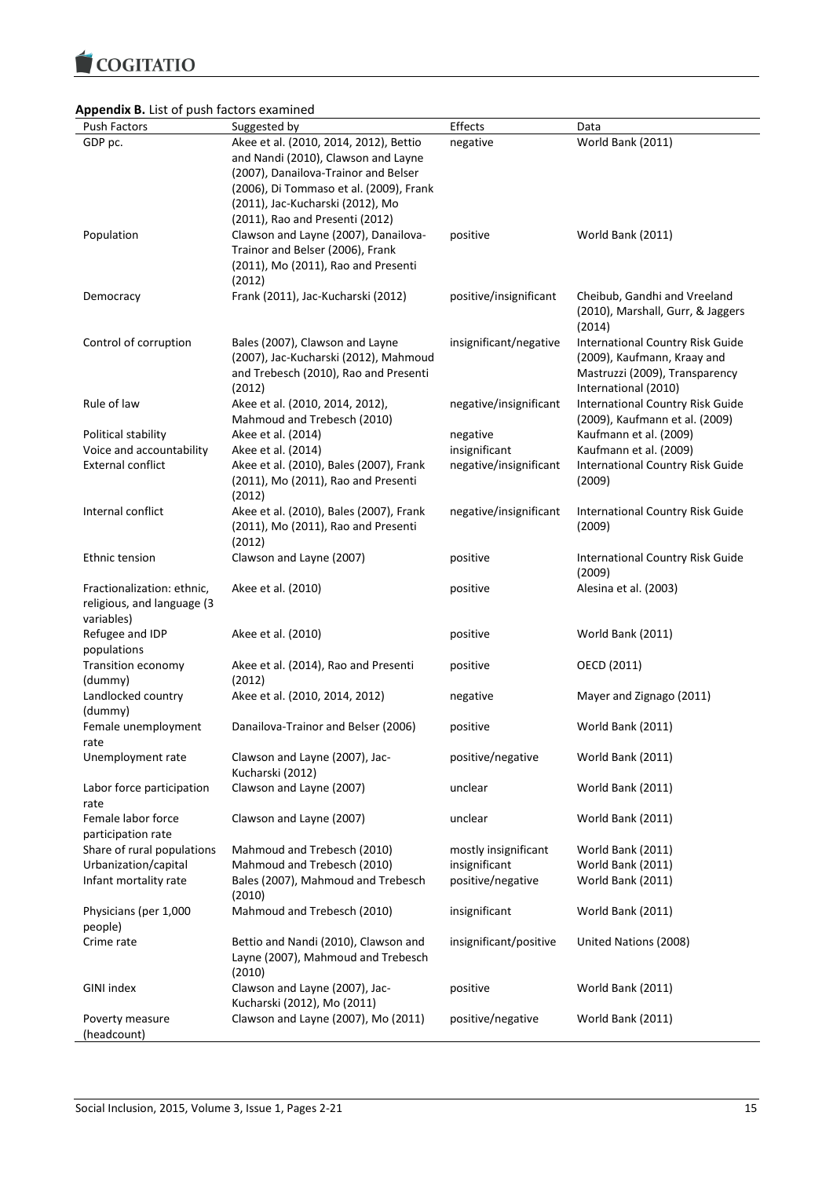**Appendix B.** List of push factors examined

| Push Factors | Suggested by | Effects | Data |
|---|---|---|---|
| GDP pc. | Akee et al. (2010, 2014, 2012), Bettio and Nandi (2010), Clawson and Layne (2007), Danailova-Trainor and Belser (2006), Di Tommaso et al. (2009), Frank (2011), Jac-Kucharski (2012), Mo (2011), Rao and Presenti (2012) | negative | World Bank (2011) |
| Population | Clawson and Layne (2007), Danailova-Trainor and Belser (2006), Frank (2011), Mo (2011), Rao and Presenti (2012) | positive | World Bank (2011) |
| Democracy | Frank (2011), Jac-Kucharski (2012) | positive/insignificant | Cheibub, Gandhi and Vreeland (2010), Marshall, Gurr, & Jaggers (2014) |
| Control of corruption | Bales (2007), Clawson and Layne (2007), Jac-Kucharski (2012), Mahmoud and Trebesch (2010), Rao and Presenti (2012) | insignificant/negative | International Country Risk Guide (2009), Kaufmann, Kraay and Mastruzzi (2009), Transparency International (2010) |
| Rule of law | Akee et al. (2010, 2014, 2012), Mahmoud and Trebesch (2010) | negative/insignificant | International Country Risk Guide (2009), Kaufmann et al. (2009) |
| Political stability | Akee et al. (2014) | negative | Kaufmann et al. (2009) |
| Voice and accountability | Akee et al. (2014) | insignificant | Kaufmann et al. (2009) |
| External conflict | Akee et al. (2010), Bales (2007), Frank (2011), Mo (2011), Rao and Presenti (2012) | negative/insignificant | International Country Risk Guide (2009) |
| Internal conflict | Akee et al. (2010), Bales (2007), Frank (2011), Mo (2011), Rao and Presenti (2012) | negative/insignificant | International Country Risk Guide (2009) |
| Ethnic tension | Clawson and Layne (2007) | positive | International Country Risk Guide (2009) |
| Fractionalization: ethnic, religious, and language (3 variables) | Akee et al. (2010) | positive | Alesina et al. (2003) |
| Refugee and IDP populations | Akee et al. (2010) | positive | World Bank (2011) |
| Transition economy (dummy) | Akee et al. (2014), Rao and Presenti (2012) | positive | OECD (2011) |
| Landlocked country (dummy) | Akee et al. (2010, 2014, 2012) | negative | Mayer and Zignago (2011) |
| Female unemployment rate | Danailova-Trainor and Belser (2006) | positive | World Bank (2011) |
| Unemployment rate | Clawson and Layne (2007), Jac-Kucharski (2012) | positive/negative | World Bank (2011) |
| Labor force participation rate | Clawson and Layne (2007) | unclear | World Bank (2011) |
| Female labor force participation rate | Clawson and Layne (2007) | unclear | World Bank (2011) |
| Share of rural populations | Mahmoud and Trebesch (2010) | mostly insignificant | World Bank (2011) |
| Urbanization/capital | Mahmoud and Trebesch (2010) | insignificant | World Bank (2011) |
| Infant mortality rate | Bales (2007), Mahmoud and Trebesch (2010) | positive/negative | World Bank (2011) |
| Physicians (per 1,000 people) | Mahmoud and Trebesch (2010) | insignificant | World Bank (2011) |
| Crime rate | Bettio and Nandi (2010), Clawson and Layne (2007), Mahmoud and Trebesch (2010) | insignificant/positive | United Nations (2008) |
| GINI index | Clawson and Layne (2007), Jac-Kucharski (2012), Mo (2011) | positive | World Bank (2011) |
| Poverty measure (headcount) | Clawson and Layne (2007), Mo (2011) | positive/negative | World Bank (2011) |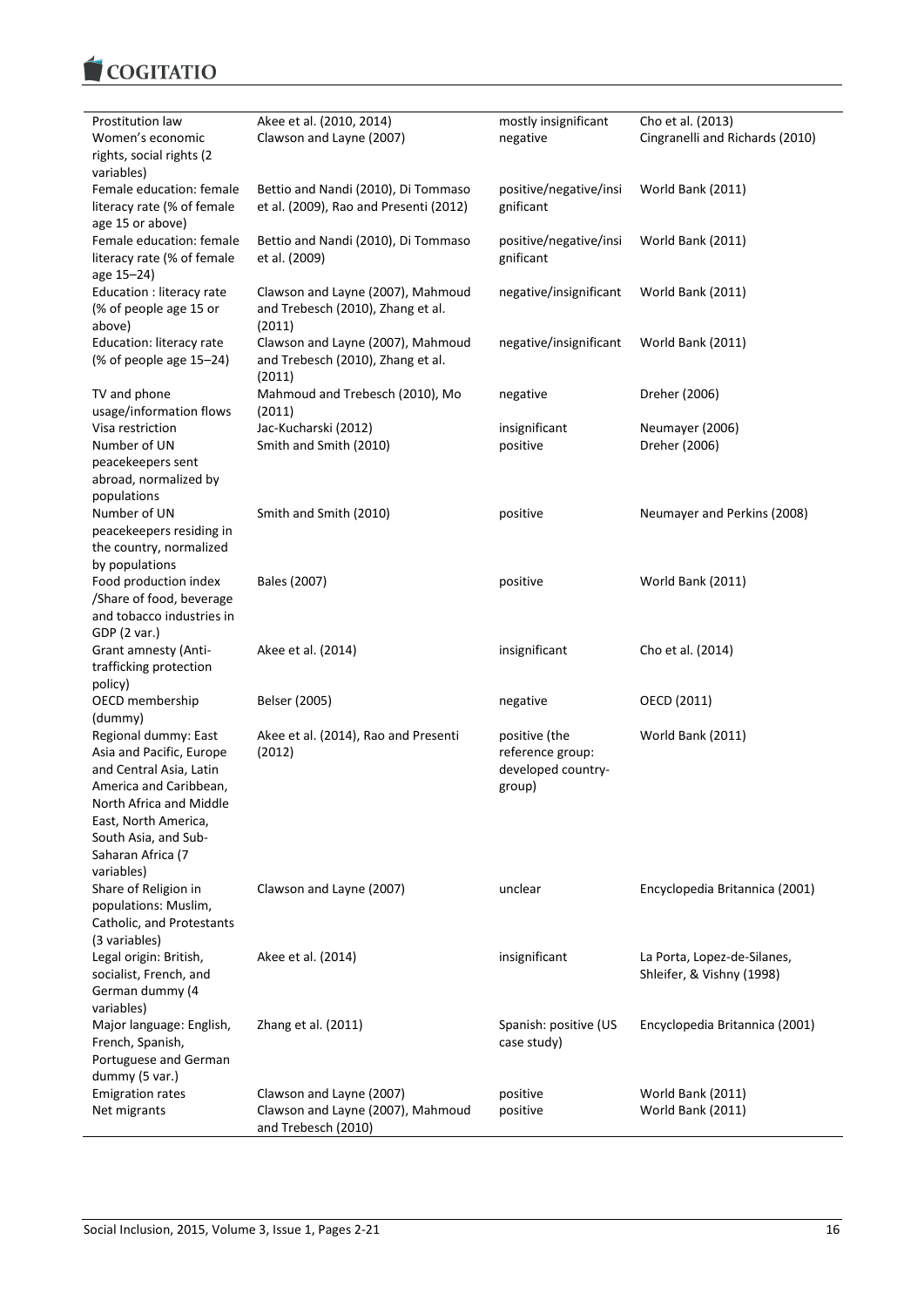| | | | |
|---|---|---|---|
| Prostitution law | Akee et al. (2010, 2014) | mostly insignificant | Cho et al. (2013) |
| Women's economic rights, social rights (2 variables) | Clawson and Layne (2007) | negative | Cingranelli and Richards (2010) |
| Female education: female literacy rate (% of female age 15 or above) | Bettio and Nandi (2010), Di Tommaso et al. (2009), Rao and Presenti (2012) | positive/negative/insignificant | World Bank (2011) |
| Female education: female literacy rate (% of female age 15–24) | Bettio and Nandi (2010), Di Tommaso et al. (2009) | positive/negative/insignificant | World Bank (2011) |
| Education : literacy rate (% of people age 15 or above) | Clawson and Layne (2007), Mahmoud and Trebesch (2010), Zhang et al. (2011) | negative/insignificant | World Bank (2011) |
| Education: literacy rate (% of people age 15–24) | Clawson and Layne (2007), Mahmoud and Trebesch (2010), Zhang et al. (2011) | negative/insignificant | World Bank (2011) |
| TV and phone usage/information flows | Mahmoud and Trebesch (2010), Mo (2011) | negative | Dreher (2006) |
| Visa restriction | Jac-Kucharski (2012) | insignificant | Neumayer (2006) |
| Number of UN peacekeepers sent abroad, normalized by populations | Smith and Smith (2010) | positive | Dreher (2006) |
| Number of UN peacekeepers residing in the country, normalized by populations | Smith and Smith (2010) | positive | Neumayer and Perkins (2008) |
| Food production index /Share of food, beverage and tobacco industries in GDP (2 var.) | Bales (2007) | positive | World Bank (2011) |
| Grant amnesty (Anti-trafficking protection policy) | Akee et al. (2014) | insignificant | Cho et al. (2014) |
| OECD membership (dummy) | Belser (2005) | negative | OECD (2011) |
| Regional dummy: East Asia and Pacific, Europe and Central Asia, Latin America and Caribbean, North Africa and Middle East, North America, South Asia, and Sub-Saharan Africa (7 variables) | Akee et al. (2014), Rao and Presenti (2012) | positive (the reference group: developed country-group) | World Bank (2011) |
| Share of Religion in populations: Muslim, Catholic, and Protestants (3 variables) | Clawson and Layne (2007) | unclear | Encyclopedia Britannica (2001) |
| Legal origin: British, socialist, French, and German dummy (4 variables) | Akee et al. (2014) | insignificant | La Porta, Lopez-de-Silanes, Shleifer, & Vishny (1998) |
| Major language: English, French, Spanish, Portuguese and German dummy (5 var.) | Zhang et al. (2011) | Spanish: positive (US case study) | Encyclopedia Britannica (2001) |
| Emigration rates | Clawson and Layne (2007) | positive | World Bank (2011) |
| Net migrants | Clawson and Layne (2007), Mahmoud and Trebesch (2010) | positive | World Bank (2011) |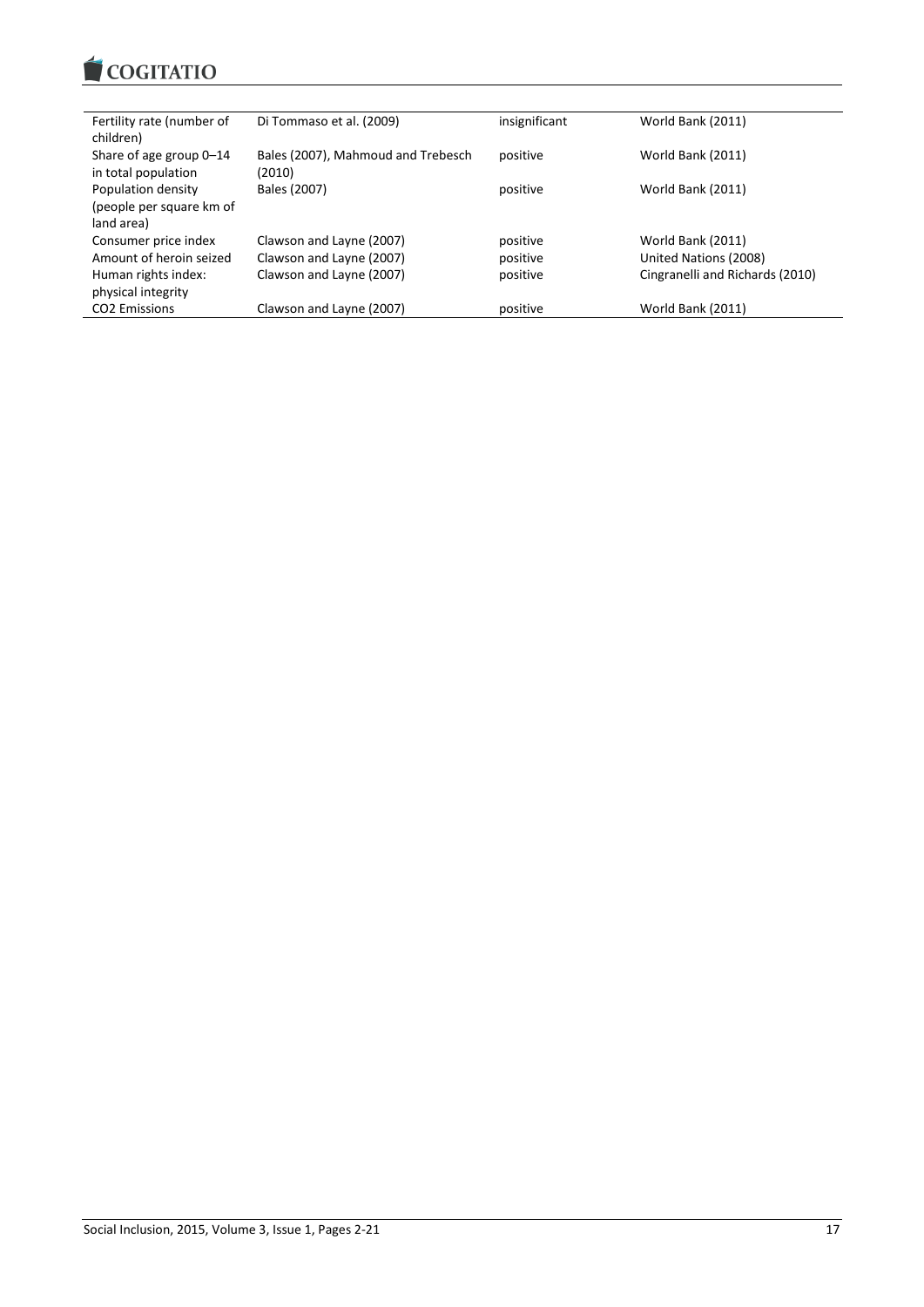| | | | |
|---|---|---|---|
| Fertility rate (number of children) | Di Tommaso et al. (2009) | insignificant | World Bank (2011) |
| Share of age group 0–14 in total population | Bales (2007), Mahmoud and Trebesch (2010) | positive | World Bank (2011) |
| Population density (people per square km of land area) | Bales (2007) | positive | World Bank (2011) |
| Consumer price index | Clawson and Layne (2007) | positive | World Bank (2011) |
| Amount of heroin seized | Clawson and Layne (2007) | positive | United Nations (2008) |
| Human rights index: physical integrity | Clawson and Layne (2007) | positive | Cingranelli and Richards (2010) |
| $CO_2$ Emissions | Clawson and Layne (2007) | positive | World Bank (2011) |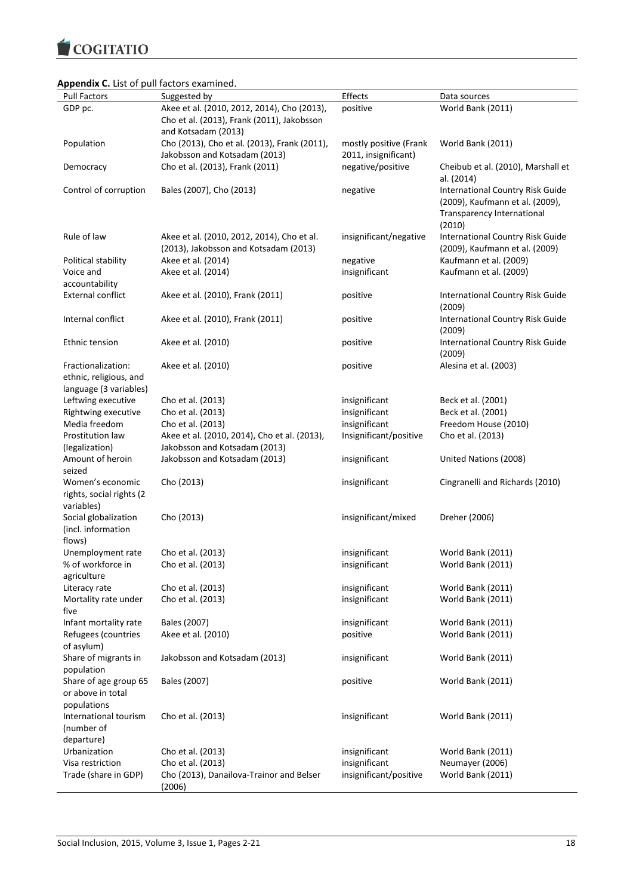**Appendix C.** List of pull factors examined.

| Pull Factors | Suggested by | Effects | Data sources |
| --- | --- | --- | --- |
| GDP pc. | Akee et al. (2010, 2012, 2014), Cho (2013), Cho et al. (2013), Frank (2011), Jakobsson and Kotsadam (2013) | positive | World Bank (2011) |
| Population | Cho (2013), Cho et al. (2013), Frank (2011), Jakobsson and Kotsadam (2013) | mostly positive (Frank 2011, insignificant) | World Bank (2011) |
| Democracy | Cho et al. (2013), Frank (2011) | negative/positive | Cheibub et al. (2010), Marshall et al. (2014) |
| Control of corruption | Bales (2007), Cho (2013) | negative | International Country Risk Guide (2009), Kaufmann et al. (2009), Transparency International (2010) |
| Rule of law | Akee et al. (2010, 2012, 2014), Cho et al. (2013), Jakobsson and Kotsadam (2013) | insignificant/negative | International Country Risk Guide (2009), Kaufmann et al. (2009) |
| Political stability | Akee et al. (2014) | negative | Kaufmann et al. (2009) |
| Voice and accountability | Akee et al. (2014) | insignificant | Kaufmann et al. (2009) |
| External conflict | Akee et al. (2010), Frank (2011) | positive | International Country Risk Guide (2009) |
| Internal conflict | Akee et al. (2010), Frank (2011) | positive | International Country Risk Guide (2009) |
| Ethnic tension | Akee et al. (2010) | positive | International Country Risk Guide (2009) |
| Fractionalization: ethnic, religious, and language (3 variables) | Akee et al. (2010) | positive | Alesina et al. (2003) |
| Leftwing executive | Cho et al. (2013) | insignificant | Beck et al. (2001) |
| Rightwing executive | Cho et al. (2013) | insignificant | Beck et al. (2001) |
| Media freedom | Cho et al. (2013) | insignificant | Freedom House (2010) |
| Prostitution law (legalization) | Akee et al. (2010, 2014), Cho et al. (2013), Jakobsson and Kotsadam (2013) | Insignificant/positive | Cho et al. (2013) |
| Amount of heroin seized | Jakobsson and Kotsadam (2013) | insignificant | United Nations (2008) |
| Women's economic rights, social rights (2 variables) | Cho (2013) | insignificant | Cingranelli and Richards (2010) |
| Social globalization (incl. information flows) | Cho (2013) | insignificant/mixed | Dreher (2006) |
| Unemployment rate | Cho et al. (2013) | insignificant | World Bank (2011) |
| % of workforce in agriculture | Cho et al. (2013) | insignificant | World Bank (2011) |
| Literacy rate | Cho et al. (2013) | insignificant | World Bank (2011) |
| Mortality rate under five | Cho et al. (2013) | insignificant | World Bank (2011) |
| Infant mortality rate | Bales (2007) | insignificant | World Bank (2011) |
| Refugees (countries of asylum) | Akee et al. (2010) | positive | World Bank (2011) |
| Share of migrants in population | Jakobsson and Kotsadam (2013) | insignificant | World Bank (2011) |
| Share of age group 65 or above in total populations | Bales (2007) | positive | World Bank (2011) |
| International tourism (number of departure) | Cho et al. (2013) | insignificant | World Bank (2011) |
| Urbanization | Cho et al. (2013) | insignificant | World Bank (2011) |
| Visa restriction | Cho et al. (2013) | insignificant | Neumayer (2006) |
| Trade (share in GDP) | Cho (2013), Danailova-Trainor and Belser (2006) | insignificant/positive | World Bank (2011) |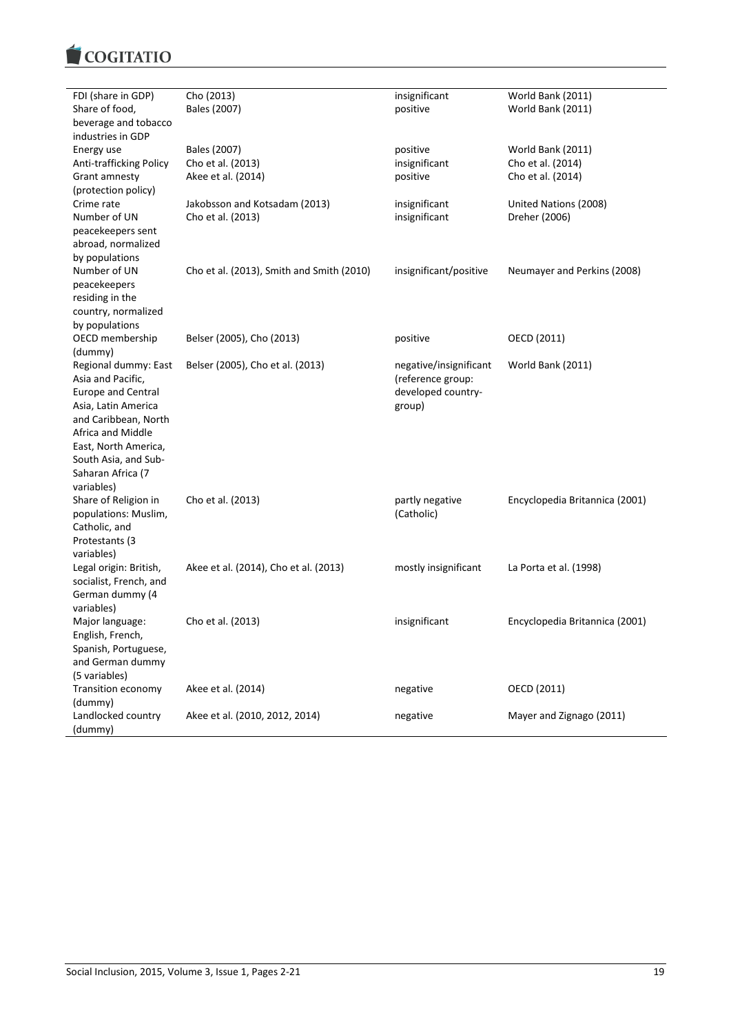| | | | |
|---|---|---|---|
| FDI (share in GDP) | Cho (2013) | insignificant | World Bank (2011) |
| Share of food, beverage and tobacco industries in GDP | Bales (2007) | positive | World Bank (2011) |
| Energy use | Bales (2007) | positive | World Bank (2011) |
| Anti-trafficking Policy | Cho et al. (2013) | insignificant | Cho et al. (2014) |
| Grant amnesty (protection policy) | Akee et al. (2014) | positive | Cho et al. (2014) |
| Crime rate | Jakobsson and Kotsadam (2013) | insignificant | United Nations (2008) |
| Number of UN peacekeepers sent abroad, normalized by populations | Cho et al. (2013) | insignificant | Dreher (2006) |
| Number of UN peacekeepers residing in the country, normalized by populations | Cho et al. (2013), Smith and Smith (2010) | insignificant/positive | Neumayer and Perkins (2008) |
| OECD membership (dummy) | Belser (2005), Cho (2013) | positive | OECD (2011) |
| Regional dummy: East Asia and Pacific, Europe and Central Asia, Latin America and Caribbean, North Africa and Middle East, North America, South Asia, and Sub-Saharan Africa (7 variables) | Belser (2005), Cho et al. (2013) | negative/insignificant (reference group: developed country-group) | World Bank (2011) |
| Share of Religion in populations: Muslim, Catholic, and Protestants (3 variables) | Cho et al. (2013) | partly negative (Catholic) | Encyclopedia Britannica (2001) |
| Legal origin: British, socialist, French, and German dummy (4 variables) | Akee et al. (2014), Cho et al. (2013) | mostly insignificant | La Porta et al. (1998) |
| Major language: English, French, Spanish, Portuguese, and German dummy (5 variables) | Cho et al. (2013) | insignificant | Encyclopedia Britannica (2001) |
| Transition economy (dummy) | Akee et al. (2014) | negative | OECD (2011) |
| Landlocked country (dummy) | Akee et al. (2010, 2012, 2014) | negative | Mayer and Zignago (2011) |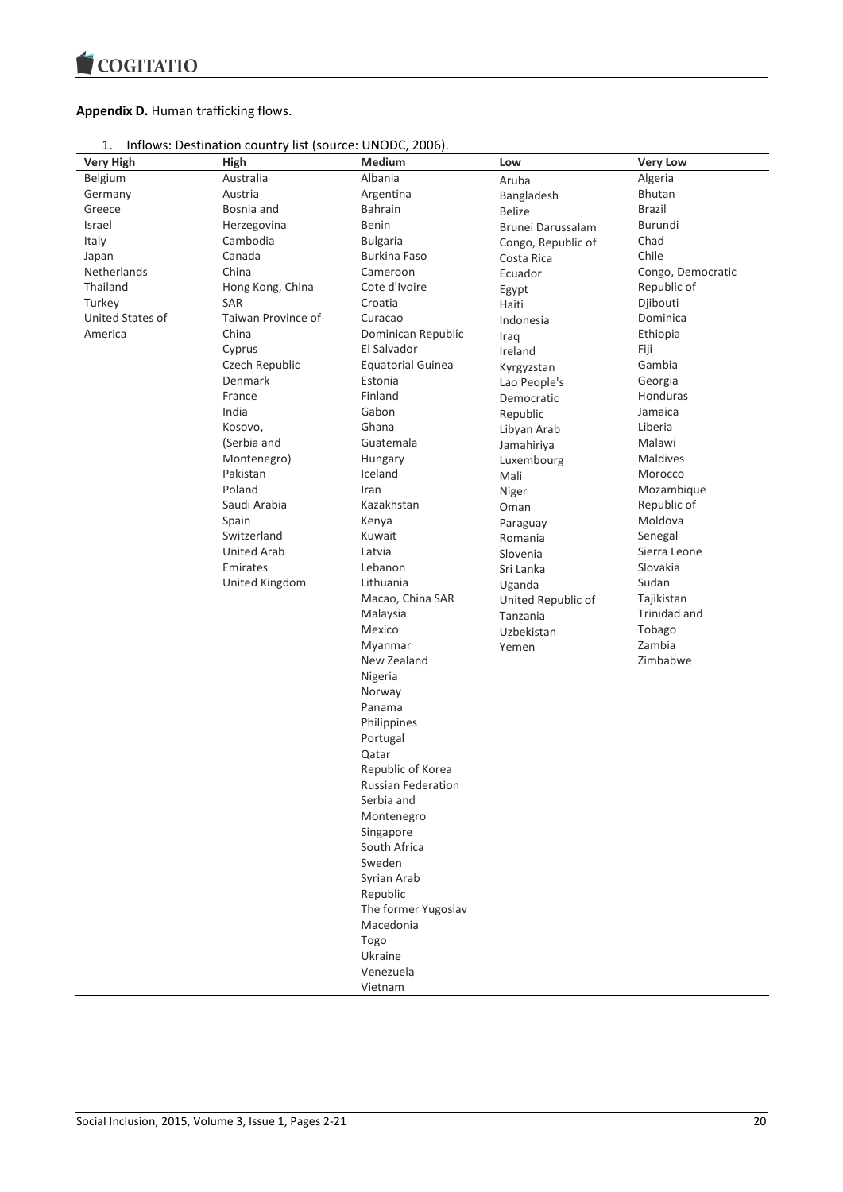**Appendix D.** Human trafficking flows.

1. Inflows: Destination country list (source: UNODC, 2006).

| Very High | High | Medium | Low | Very Low |
|---|---|---|---|---|
| Belgium | Australia | Albania | Aruba | Algeria |
| Germany | Austria | Argentina | Bangladesh | Bhutan |
| Greece | Bosnia and Herzegovina | Bahrain | Belize | Brazil |
| Israel | Cambodia | Benin | Brunei Darussalam | Burundi |
| Italy | Canada | Bulgaria | Congo, Republic of | Chad |
| Japan | China | Burkina Faso | Costa Rica | Chile |
| Netherlands | Hong Kong, China SAR | Cameroon | Ecuador | Congo, Democratic Republic of |
| Thailand | Taiwan Province of China | Cote d'Ivoire | Egypt | Djibouti |
| Turkey | Cyprus | Croatia | Haiti | Dominica |
| United States of America | Czech Republic | Curacao | Indonesia | Ethiopia |
| | Denmark | Dominican Republic | Iraq | Fiji |
| | France | El Salvador | Ireland | Gambia |
| | India | Equatorial Guinea | Kyrgyzstan | Georgia |
| | Kosovo, (Serbia and Montenegro) | Estonia | Lao People's Democratic Republic | Honduras |
| | Pakistan | Finland | Libyan Arab Jamahiriya | Jamaica |
| | Poland | Gabon | Luxembourg | Liberia |
| | Saudi Arabia | Ghana | Mali | Malawi |
| | Spain | Guatemala | Niger | Maldives |
| | Switzerland | Hungary | Oman | Morocco |
| | United Arab Emirates | Iceland | Paraguay | Mozambique |
| | United Kingdom | Iran | Romania | Republic of Moldova |
| | | Kazakhstan | Slovenia | Senegal |
| | | Kenya | Sri Lanka | Sierra Leone |
| | | Kuwait | Uganda | Slovakia |
| | | Latvia | United Republic of Tanzania | Sudan |
| | | Lebanon | Uzbekistan | Tajikistan |
| | | Lithuania | Yemen | Trinidad and Tobago |
| | | Macao, China SAR | | Zambia |
| | | Malaysia | | Zimbabwe |
| | | Mexico | | |
| | | Myanmar | | |
| | | New Zealand | | |
| | | Nigeria | | |
| | | Norway | | |
| | | Panama | | |
| | | Philippines | | |
| | | Portugal | | |
| | | Qatar | | |
| | | Republic of Korea | | |
| | | Russian Federation | | |
| | | Serbia and Montenegro | | |
| | | Singapore | | |
| | | South Africa | | |
| | | Sweden | | |
| | | Syrian Arab Republic | | |
| | | The former Yugoslav Macedonia | | |
| | | Togo | | |
| | | Ukraine | | |
| | | Venezuela | | |
| | | Vietnam | | |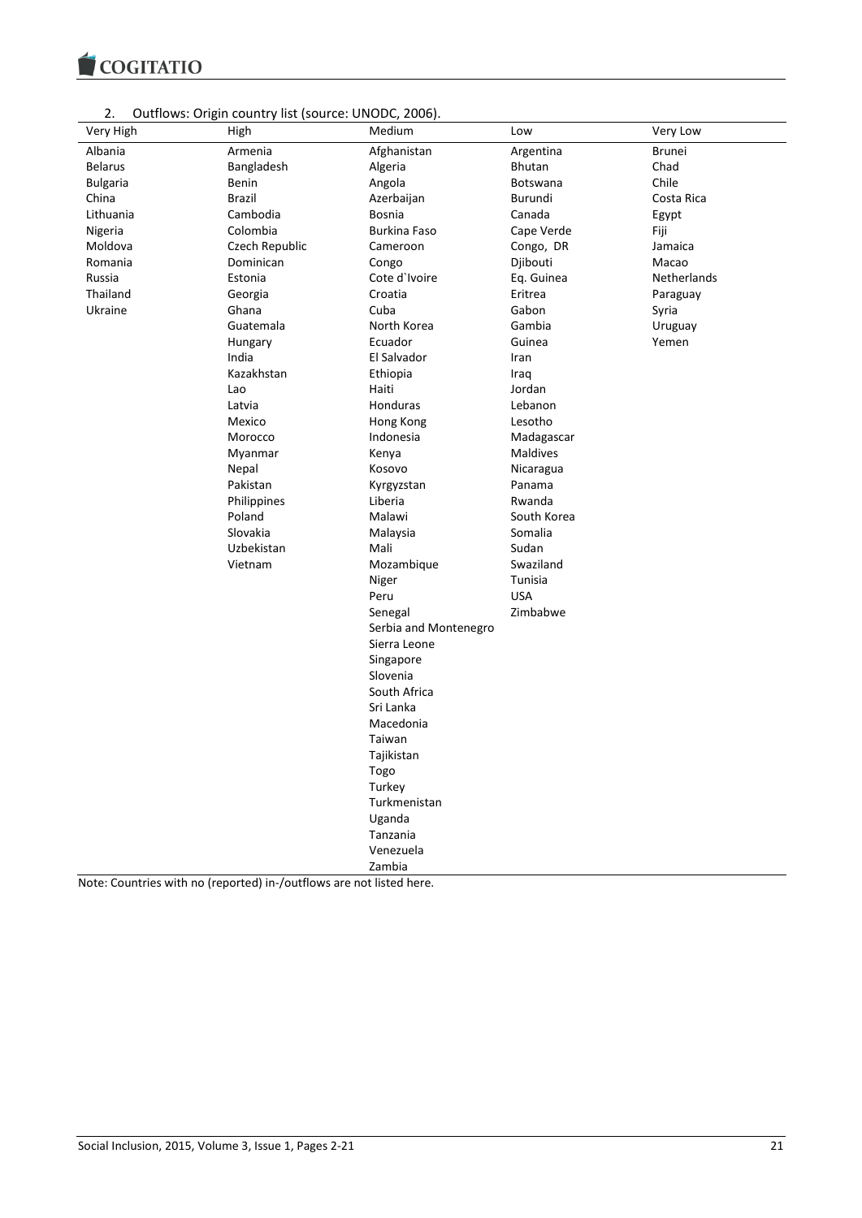2. Outflows: Origin country list (source: UNODC, 2006).

| Very High | High | Medium | Low | Very Low |
|---|---|---|---|---|
| Albania | Armenia | Afghanistan | Argentina | Brunei |
| Belarus | Bangladesh | Algeria | Bhutan | Chad |
| Bulgaria | Benin | Angola | Botswana | Chile |
| China | Brazil | Azerbaijan | Burundi | Costa Rica |
| Lithuania | Cambodia | Bosnia | Canada | Egypt |
| Nigeria | Colombia | Burkina Faso | Cape Verde | Fiji |
| Moldova | Czech Republic | Cameroon | Congo, DR | Jamaica |
| Romania | Dominican | Congo | Djibouti | Macao |
| Russia | Estonia | Cote d`Ivoire | Eq. Guinea | Netherlands |
| Thailand | Georgia | Croatia | Eritrea | Paraguay |
| Ukraine | Ghana | Cuba | Gabon | Syria |
| | Guatemala | North Korea | Gambia | Uruguay |
| | Hungary | Ecuador | Guinea | Yemen |
| | India | El Salvador | Iran | |
| | Kazakhstan | Ethiopia | Iraq | |
| | Lao | Haiti | Jordan | |
| | Latvia | Honduras | Lebanon | |
| | Mexico | Hong Kong | Lesotho | |
| | Morocco | Indonesia | Madagascar | |
| | Myanmar | Kenya | Maldives | |
| | Nepal | Kosovo | Nicaragua | |
| | Pakistan | Kyrgyzstan | Panama | |
| | Philippines | Liberia | Rwanda | |
| | Poland | Malawi | South Korea | |
| | Slovakia | Malaysia | Somalia | |
| | Uzbekistan | Mali | Sudan | |
| | Vietnam | Mozambique | Swaziland | |
| | | Niger | Tunisia | |
| | | Peru | USA | |
| | | Senegal | Zimbabwe | |
| | | Serbia and Montenegro | | |
| | | Sierra Leone | | |
| | | Singapore | | |
| | | Slovenia | | |
| | | South Africa | | |
| | | Sri Lanka | | |
| | | Macedonia | | |
| | | Taiwan | | |
| | | Tajikistan | | |
| | | Togo | | |
| | | Turkey | | |
| | | Turkmenistan | | |
| | | Uganda | | |
| | | Tanzania | | |
| | | Venezuela | | |
| | | Zambia | | |

Note: Countries with no (reported) in-/outflows are not listed here.